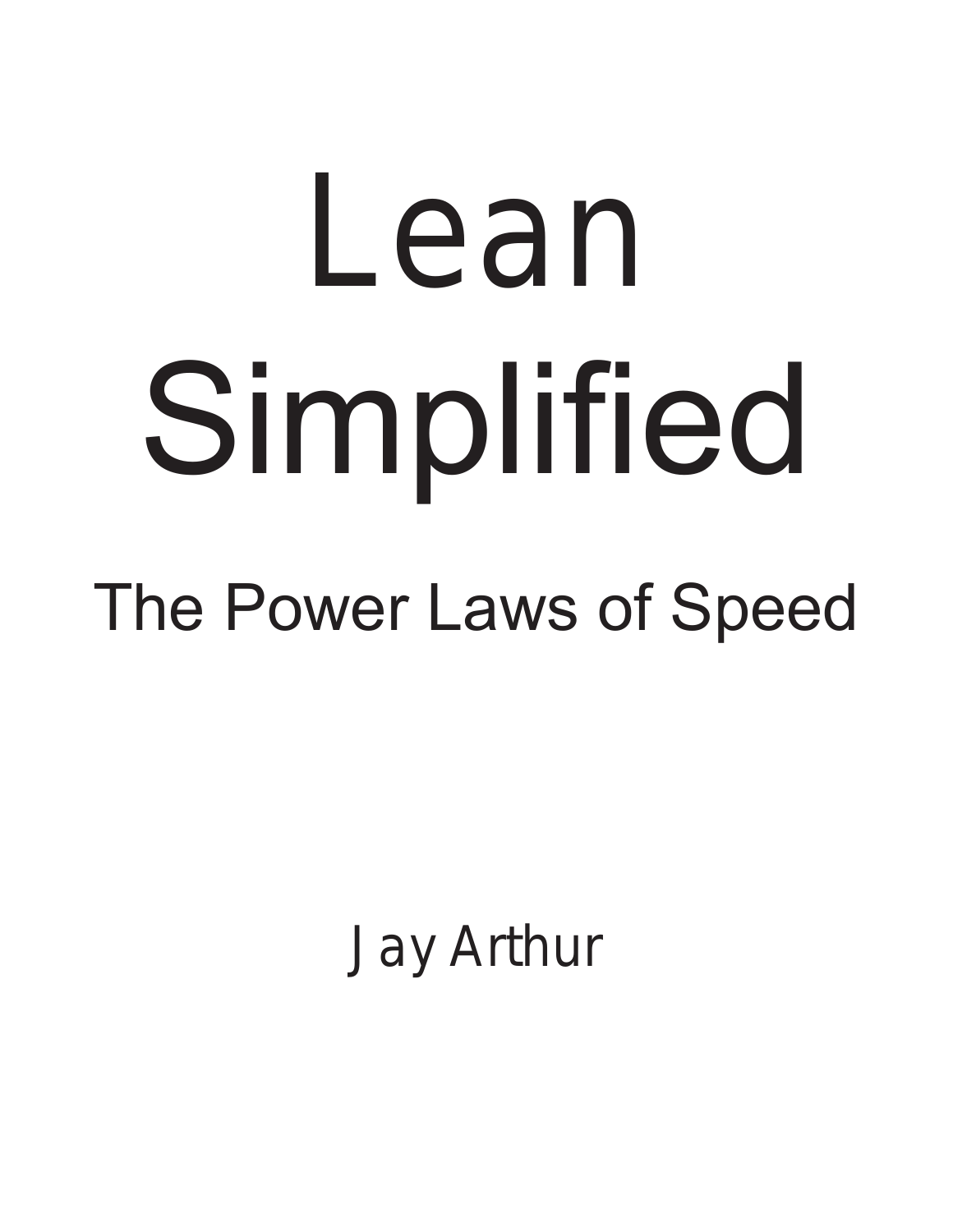# Lean Simplified

## The Power Laws of Speed

Jay Arthur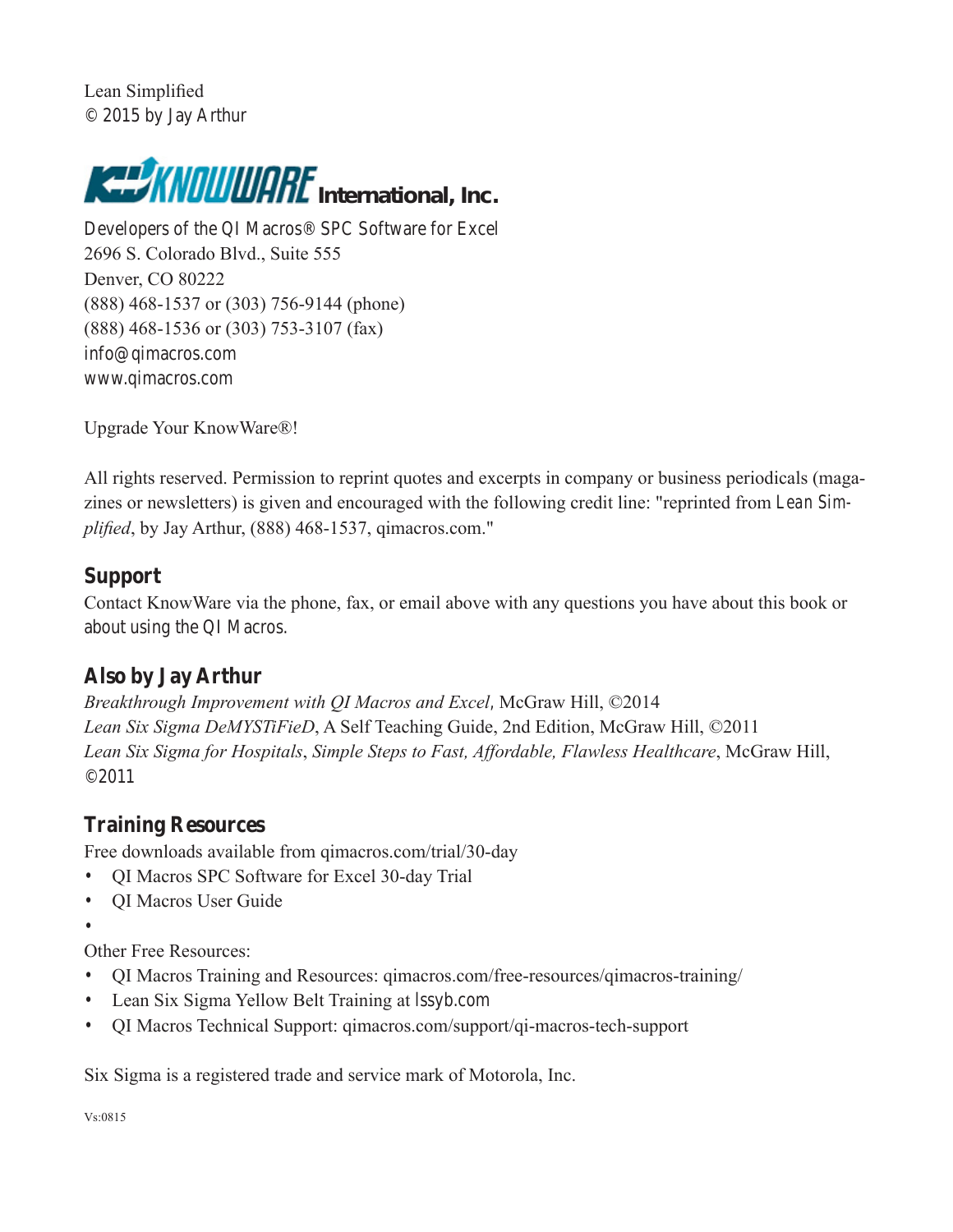Lean Simplified
© 2015 by Jay Arthur

KnowWare International, Inc.

Developers of the QI Macros® SPC Software for Excel
2696 S. Colorado Blvd., Suite 555
Denver, CO 80222
(888) 468-1537 or (303) 756-9144 (phone)
(888) 468-1536 or (303) 753-3107 (fax)
info@qimacros.com
www.qimacros.com

Upgrade Your KnowWare®!

All rights reserved. Permission to reprint quotes and excerpts in company or business periodicals (magazines or newsletters) is given and encouraged with the following credit line: "reprinted from *Lean Simplified*, by Jay Arthur, (888) 468-1537, qimacros.com."

## Support

Contact KnowWare via the phone, fax, or email above with any questions you have about this book or about using the QI Macros.

## Also by Jay Arthur

*Breakthrough Improvement with QI Macros and Excel*, McGraw Hill, ©2014
*Lean Six Sigma DeMYSTiFieD*, A Self Teaching Guide, 2nd Edition, McGraw Hill, ©2011
*Lean Six Sigma for Hospitals*, *Simple Steps to Fast, Affordable, Flawless Healthcare*, McGraw Hill, ©2011

## Training Resources

Free downloads available from qimacros.com/trial/30-day

- QI Macros SPC Software for Excel 30-day Trial
- QI Macros User Guide
- 

Other Free Resources:

- QI Macros Training and Resources: qimacros.com/free-resources/qimacros-training/
- Lean Six Sigma Yellow Belt Training at lssyb.com
- QI Macros Technical Support: qimacros.com/support/qi-macros-tech-support

Six Sigma is a registered trade and service mark of Motorola, Inc.

Vs:0815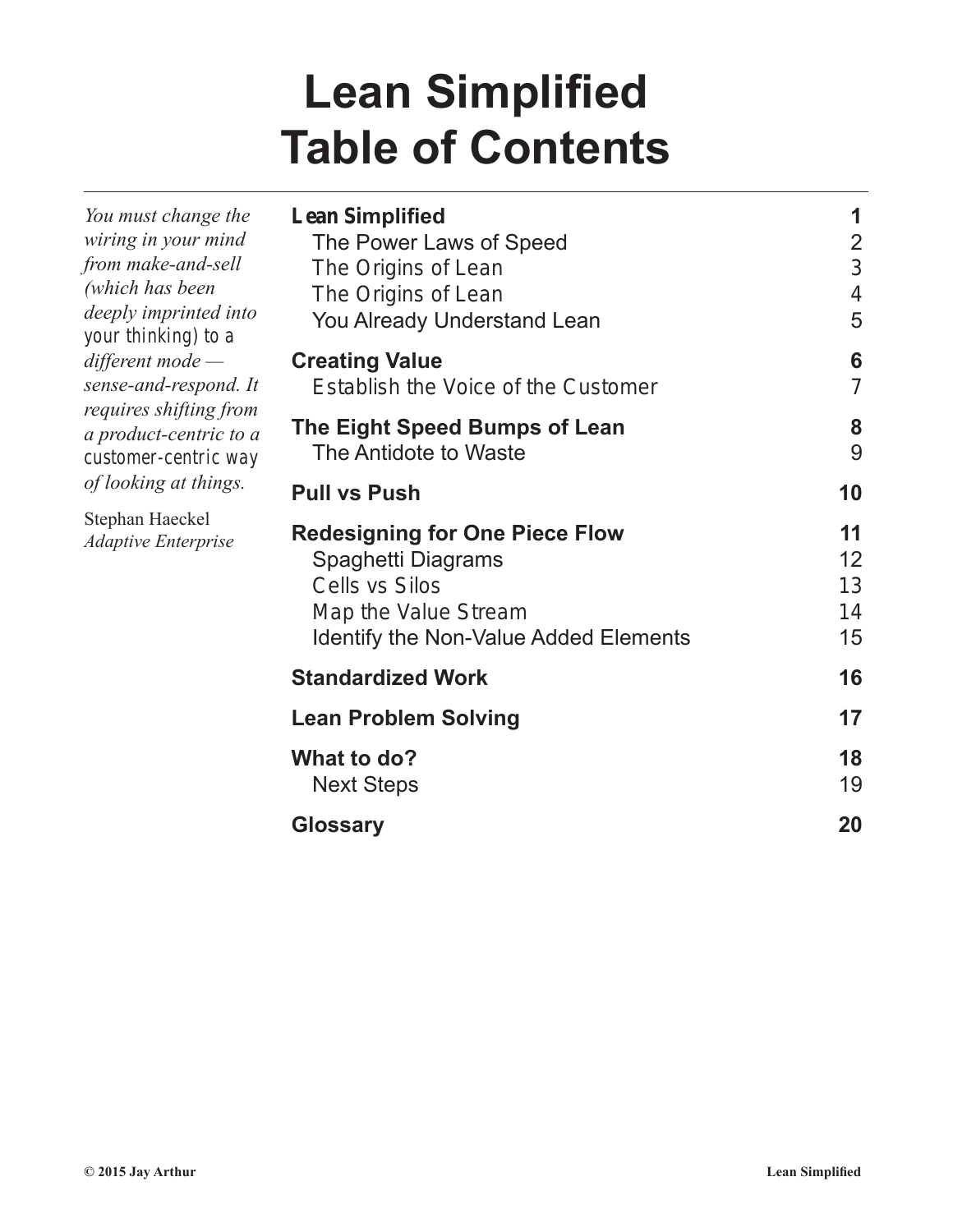# Lean Simplified Table of Contents

*You must change the wiring in your mind from make-and-sell (which has been deeply imprinted into your thinking) to a different mode — sense-and-respond. It requires shifting from a product-centric to a customer-centric way of looking at things.*

Stephan Haeckel
*Adaptive Enterprise*

| | |
|---|---|
| **Lean Simplified** | **1** |
| The Power Laws of Speed | 2 |
| The Origins of Lean | 3 |
| The Origins of Lean | 4 |
| You Already Understand Lean | 5 |
| **Creating Value** | **6** |
| Establish the Voice of the Customer | 7 |
| **The Eight Speed Bumps of Lean** | **8** |
| The Antidote to Waste | 9 |
| **Pull vs Push** | **10** |
| **Redesigning for One Piece Flow** | **11** |
| Spaghetti Diagrams | 12 |
| Cells vs Silos | 13 |
| Map the Value Stream | 14 |
| Identify the Non-Value Added Elements | 15 |
| **Standardized Work** | **16** |
| **Lean Problem Solving** | **17** |
| **What to do?** | **18** |
| Next Steps | 19 |
| **Glossary** | **20** |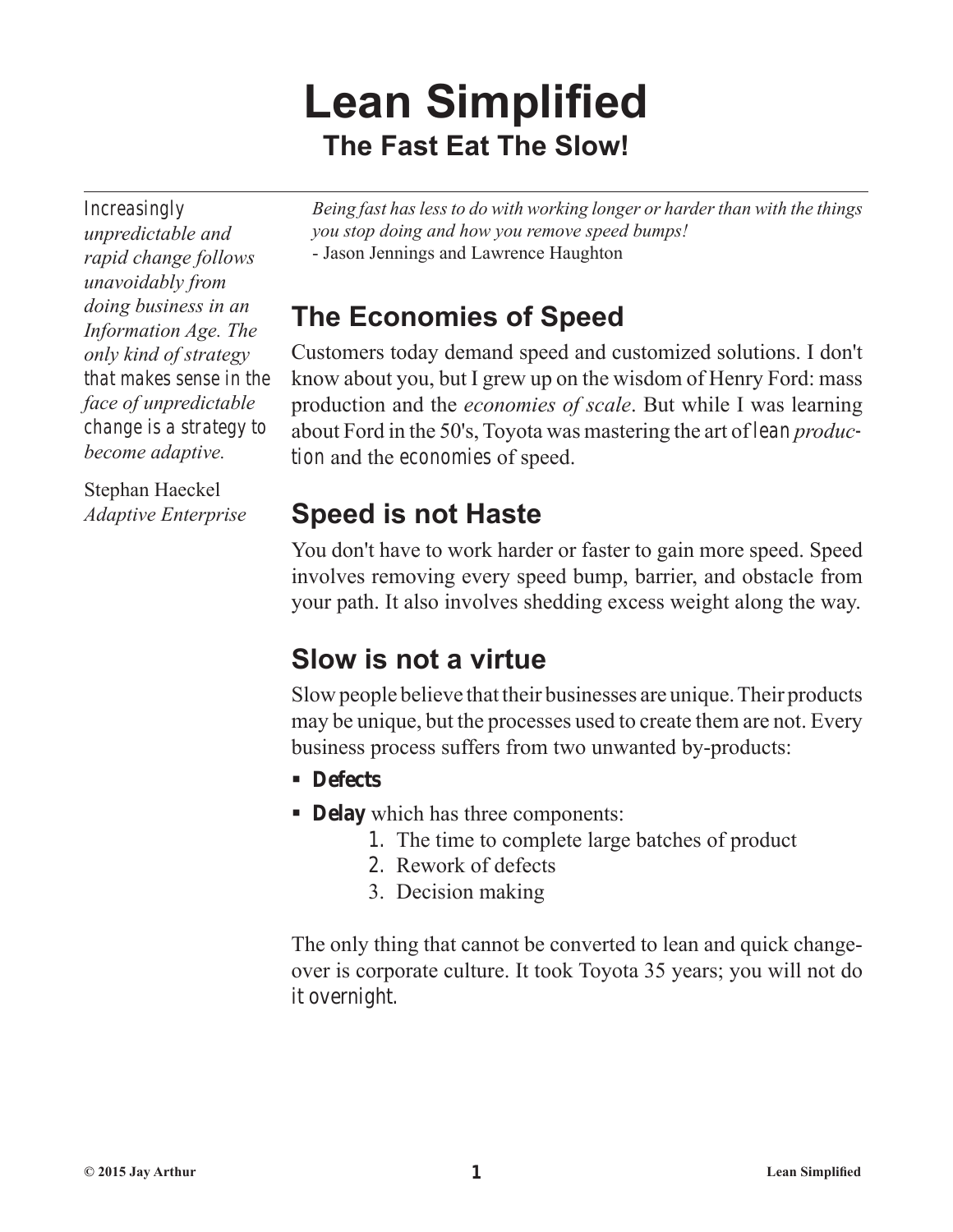# Lean Simplified

## The Fast Eat The Slow!

*Increasingly unpredictable and rapid change follows unavoidably from doing business in an Information Age. The only kind of strategy that makes sense in the face of unpredictable change is a strategy to become adaptive.*

Stephan Haeckel
*Adaptive Enterprise*

*Being fast has less to do with working longer or harder than with the things you stop doing and how you remove speed bumps!*
- Jason Jennings and Lawrence Haughton

## The Economies of Speed

Customers today demand speed and customized solutions. I don't know about you, but I grew up on the wisdom of Henry Ford: mass production and the *economies of scale*. But while I was learning about Ford in the 50's, Toyota was mastering the art of *lean production* and the *economies* of speed.

## Speed is not Haste

You don't have to work harder or faster to gain more speed. Speed involves removing every speed bump, barrier, and obstacle from your path. It also involves shedding excess weight along the way.

## Slow is not a virtue

Slow people believe that their businesses are unique. Their products may be unique, but the processes used to create them are not. Every business process suffers from two unwanted by-products:

- **Defects**
- **Delay** which has three components:
  1. The time to complete large batches of product
  2. Rework of defects
  3. Decision making

The only thing that cannot be converted to lean and quick change-over is corporate culture. It took Toyota 35 years; you will not do it overnight.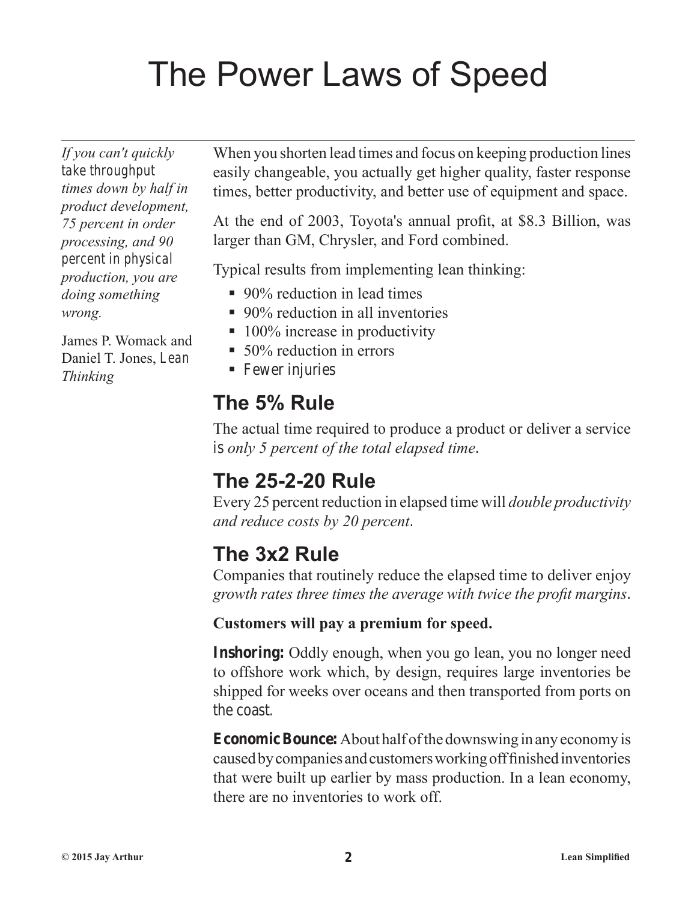# The Power Laws of Speed

*If you can't quickly take throughput times down by half in product development, 75 percent in order processing, and 90 percent in physical production, you are doing something wrong.*

James P. Womack and Daniel T. Jones, *Lean Thinking*

When you shorten lead times and focus on keeping production lines easily changeable, you actually get higher quality, faster response times, better productivity, and better use of equipment and space.

At the end of 2003, Toyota's annual profit, at $8.3 Billion, was larger than GM, Chrysler, and Ford combined.

Typical results from implementing lean thinking:

- 90% reduction in lead times
- 90% reduction in all inventories
- 100% increase in productivity
- 50% reduction in errors
- Fewer injuries

## The 5% Rule

The actual time required to produce a product or deliver a service is *only 5 percent of the total elapsed time*.

## The 25-2-20 Rule

Every 25 percent reduction in elapsed time will *double productivity and reduce costs by 20 percent*.

## The 3x2 Rule

Companies that routinely reduce the elapsed time to deliver enjoy *growth rates three times the average with twice the profit margins*.

**Customers will pay a premium for speed.**

**Inshoring:** Oddly enough, when you go lean, you no longer need to offshore work which, by design, requires large inventories be shipped for weeks over oceans and then transported from ports on the coast.

**Economic Bounce:** About half of the downswing in any economy is caused by companies and customers working off finished inventories that were built up earlier by mass production. In a lean economy, there are no inventories to work off.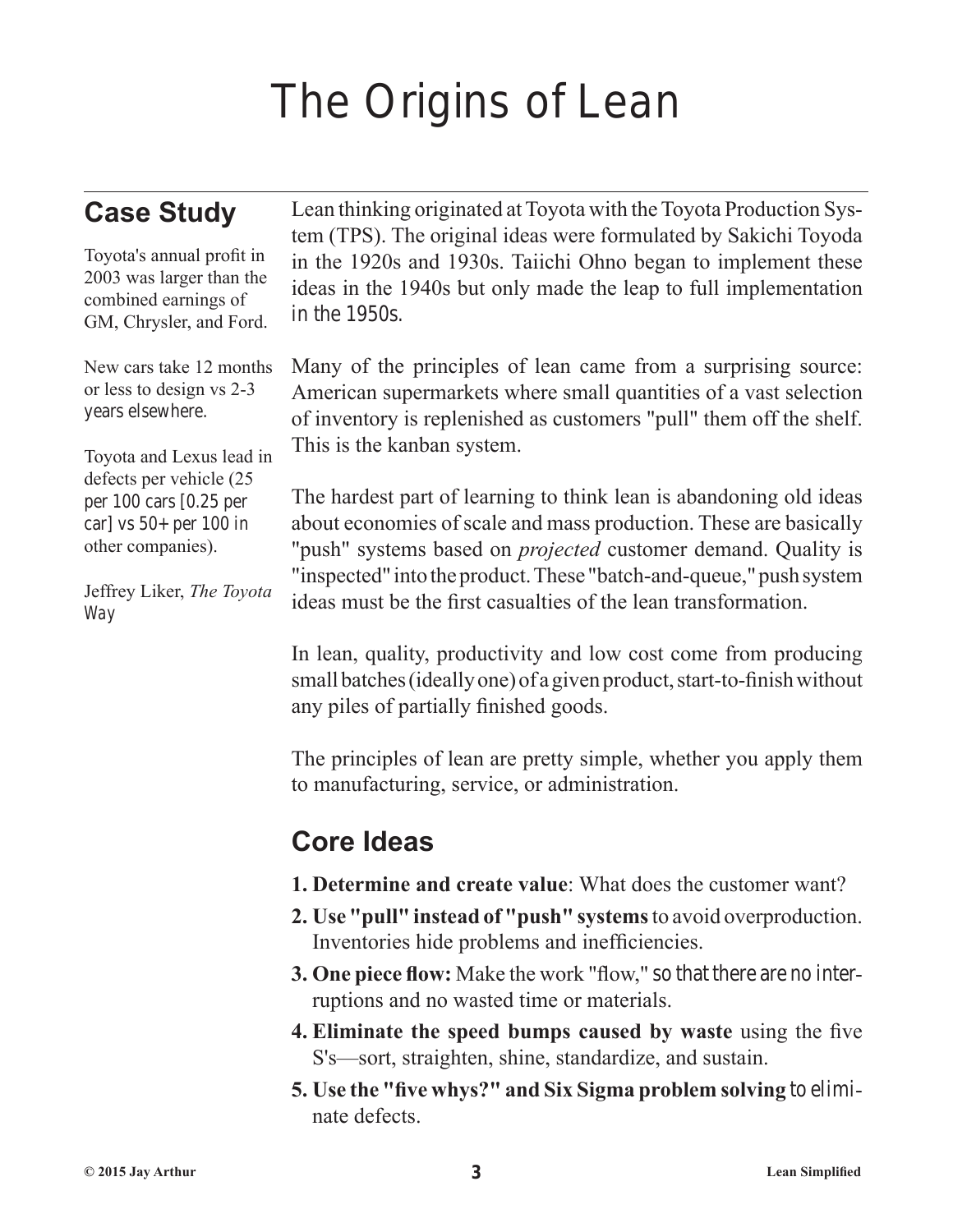# The Origins of Lean

## Case Study

Toyota's annual profit in 2003 was larger than the combined earnings of GM, Chrysler, and Ford.

New cars take 12 months or less to design vs 2-3 years elsewhere.

Toyota and Lexus lead in defects per vehicle (25 per 100 cars [0.25 per car] vs 50+ per 100 in other companies).

Jeffrey Liker, *The Toyota Way*

Lean thinking originated at Toyota with the Toyota Production System (TPS). The original ideas were formulated by Sakichi Toyoda in the 1920s and 1930s. Taiichi Ohno began to implement these ideas in the 1940s but only made the leap to full implementation in the 1950s.

Many of the principles of lean came from a surprising source: American supermarkets where small quantities of a vast selection of inventory is replenished as customers "pull" them off the shelf. This is the kanban system.

The hardest part of learning to think lean is abandoning old ideas about economies of scale and mass production. These are basically "push" systems based on *projected* customer demand. Quality is "inspected" into the product. These "batch-and-queue," push system ideas must be the first casualties of the lean transformation.

In lean, quality, productivity and low cost come from producing small batches (ideally one) of a given product, start-to-finish without any piles of partially finished goods.

The principles of lean are pretty simple, whether you apply them to manufacturing, service, or administration.

## Core Ideas

1. **Determine and create value**: What does the customer want?
2. **Use "pull" instead of "push" systems** to avoid overproduction. Inventories hide problems and inefficiencies.
3. **One piece flow:** Make the work "flow," so that there are no interruptions and no wasted time or materials.
4. **Eliminate the speed bumps caused by waste** using the five S's—sort, straighten, shine, standardize, and sustain.
5. **Use the "five whys?" and Six Sigma problem solving** to eliminate defects.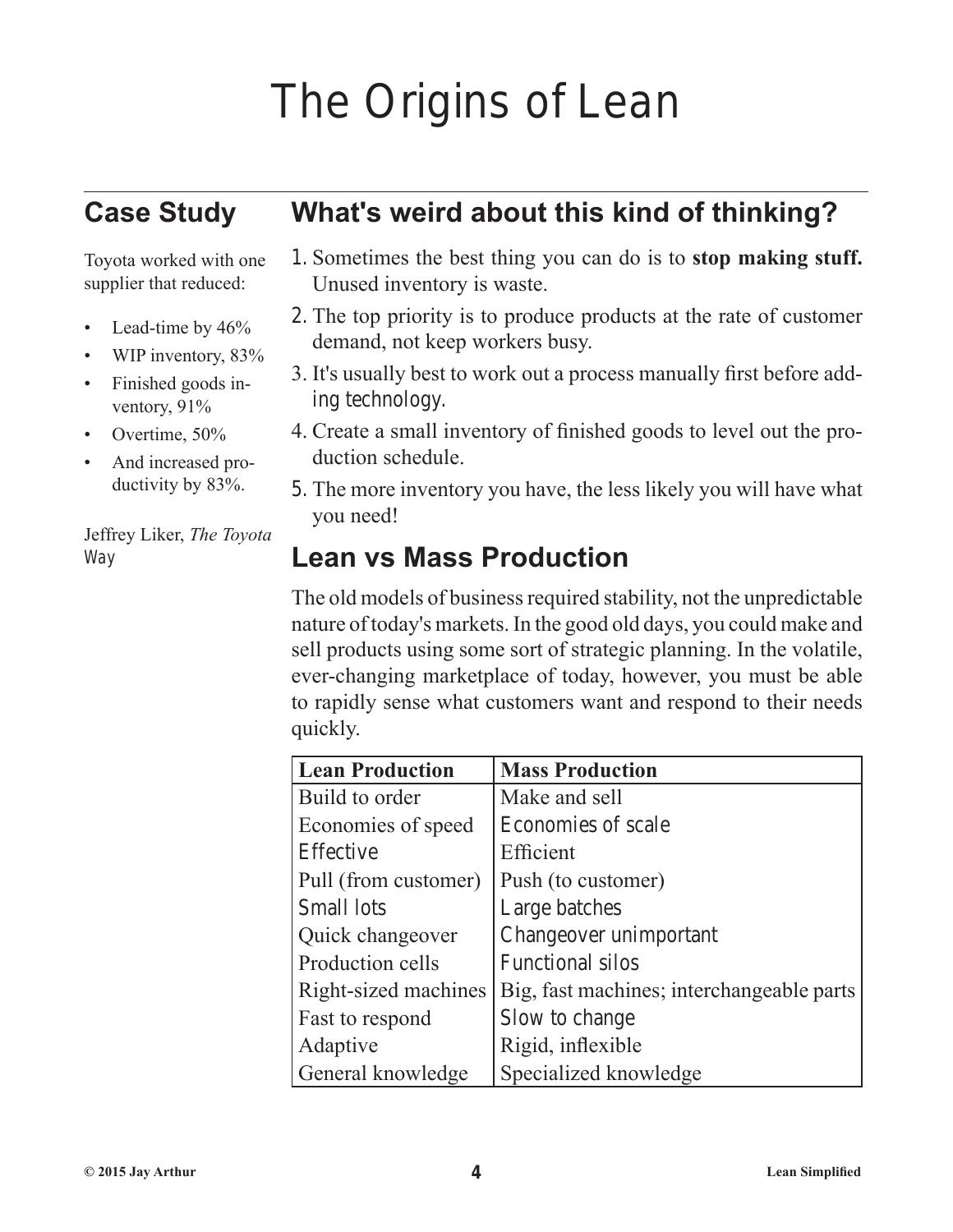# The Origins of Lean

## Case Study

Toyota worked with one supplier that reduced:

- Lead-time by 46%
- WIP inventory, 83%
- Finished goods inventory, 91%
- Overtime, 50%
- And increased productivity by 83%.

Jeffrey Liker, *The Toyota Way*

## What's weird about this kind of thinking?

1. Sometimes the best thing you can do is to **stop making stuff.** Unused inventory is waste.
2. The top priority is to produce products at the rate of customer demand, not keep workers busy.
3. It's usually best to work out a process manually first before adding technology.
4. Create a small inventory of finished goods to level out the production schedule.
5. The more inventory you have, the less likely you will have what you need!

## Lean vs Mass Production

The old models of business required stability, not the unpredictable nature of today's markets. In the good old days, you could make and sell products using some sort of strategic planning. In the volatile, ever-changing marketplace of today, however, you must be able to rapidly sense what customers want and respond to their needs quickly.

| Lean Production | Mass Production |
|---|---|
| Build to order | Make and sell |
| Economies of speed | Economies of scale |
| Effective | Efficient |
| Pull (from customer) | Push (to customer) |
| Small lots | Large batches |
| Quick changeover | Changeover unimportant |
| Production cells | Functional silos |
| Right-sized machines | Big, fast machines; interchangeable parts |
| Fast to respond | Slow to change |
| Adaptive | Rigid, inflexible |
| General knowledge | Specialized knowledge |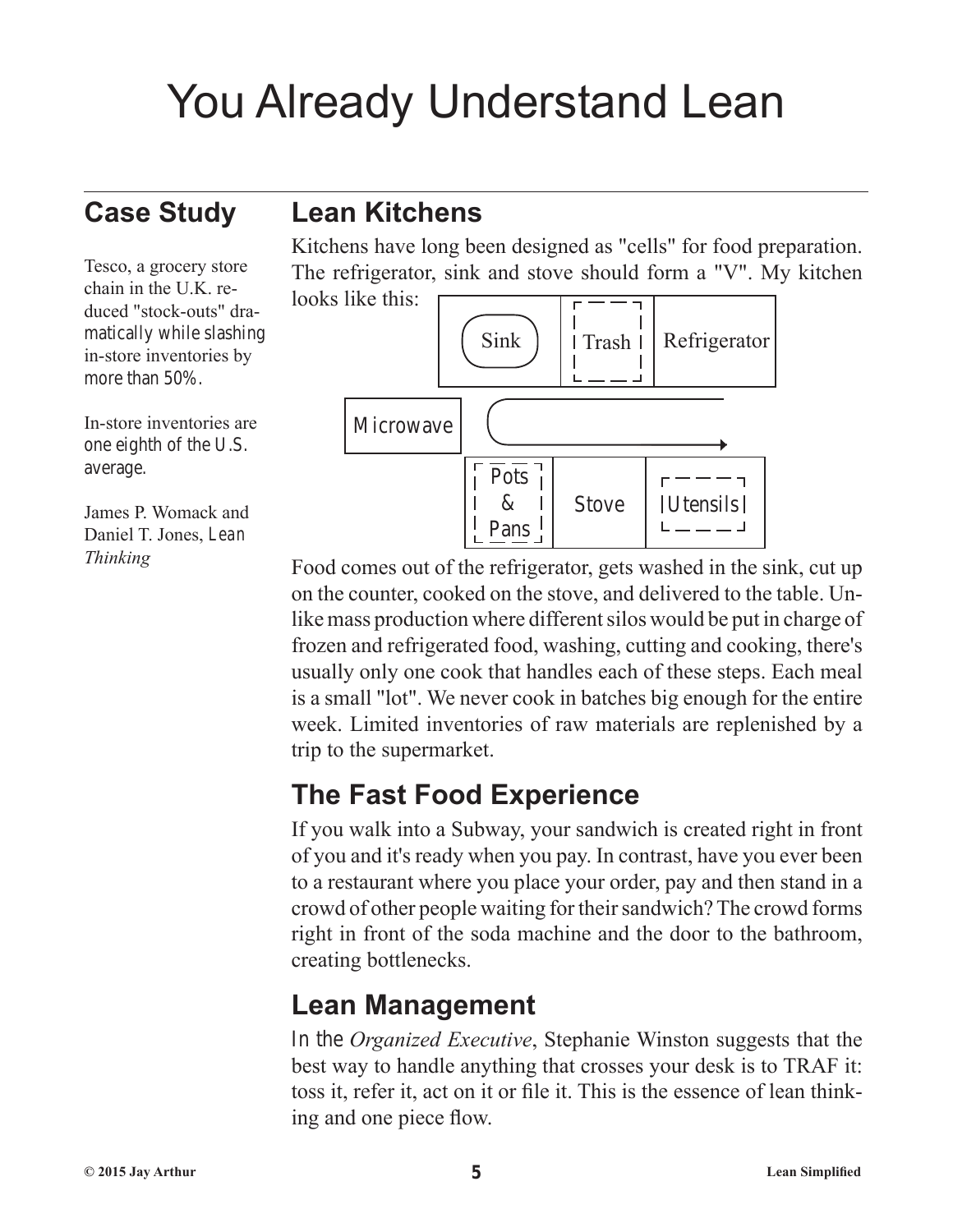# You Already Understand Lean

## Case Study

Tesco, a grocery store chain in the U.K. reduced "stock-outs" dramatically while slashing in-store inventories by more than 50%.

In-store inventories are one eighth of the U.S. average.

James P. Womack and Daniel T. Jones, *Lean Thinking*

## Lean Kitchens

Kitchens have long been designed as "cells" for food preparation. The refrigerator, sink and stove should form a "V". My kitchen looks like this:

Sink | Trash | Refrigerator

Microwave

Pots & Pans | Stove | Utensils

Food comes out of the refrigerator, gets washed in the sink, cut up on the counter, cooked on the stove, and delivered to the table. Unlike mass production where different silos would be put in charge of frozen and refrigerated food, washing, cutting and cooking, there's usually only one cook that handles each of these steps. Each meal is a small "lot". We never cook in batches big enough for the entire week. Limited inventories of raw materials are replenished by a trip to the supermarket.

## The Fast Food Experience

If you walk into a Subway, your sandwich is created right in front of you and it's ready when you pay. In contrast, have you ever been to a restaurant where you place your order, pay and then stand in a crowd of other people waiting for their sandwich? The crowd forms right in front of the soda machine and the door to the bathroom, creating bottlenecks.

## Lean Management

In the *Organized Executive*, Stephanie Winston suggests that the best way to handle anything that crosses your desk is to TRAF it: toss it, refer it, act on it or file it. This is the essence of lean thinking and one piece flow.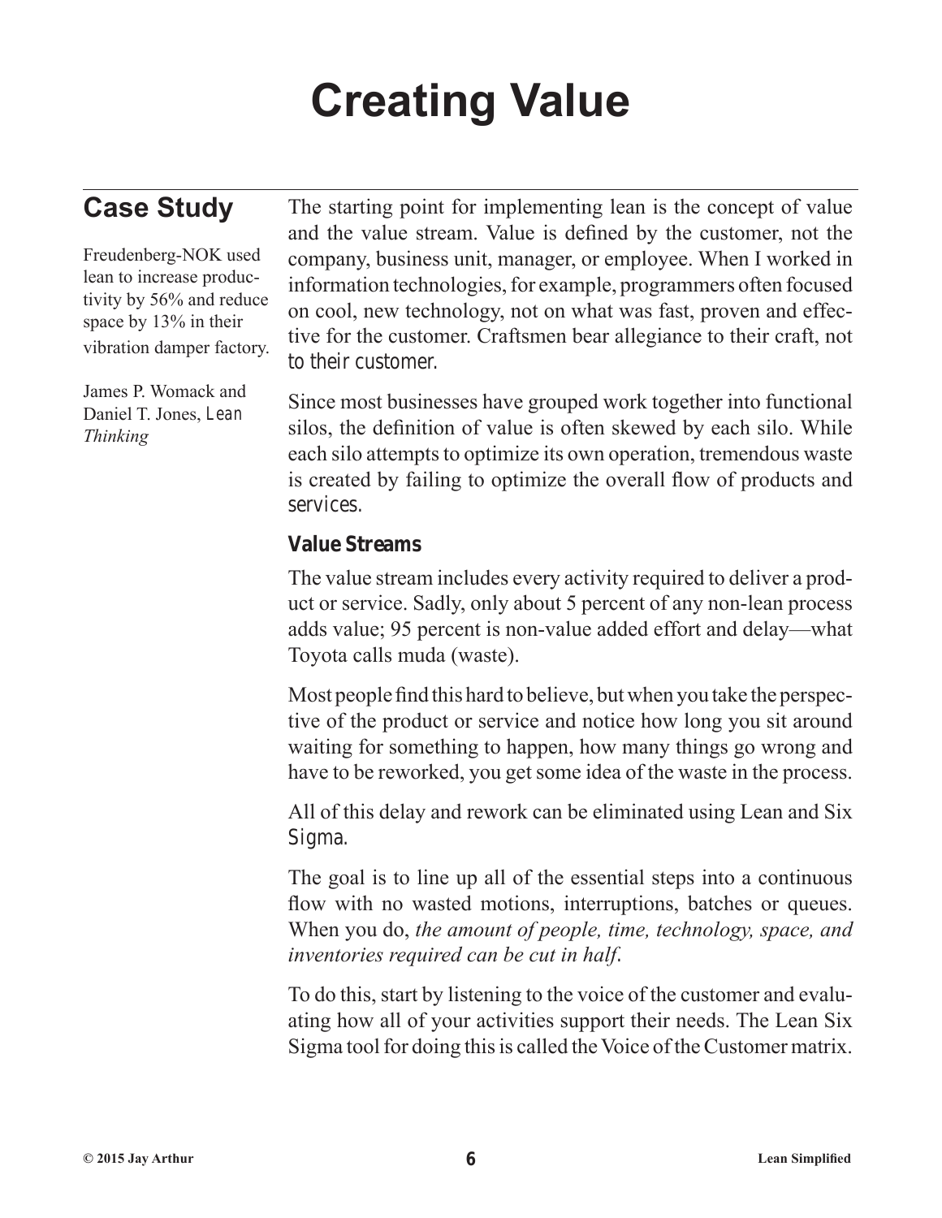# Creating Value

## Case Study

Freudenberg-NOK used lean to increase productivity by 56% and reduce space by 13% in their vibration damper factory.

James P. Womack and Daniel T. Jones, *Lean Thinking*

The starting point for implementing lean is the concept of value and the value stream. Value is defined by the customer, not the company, business unit, manager, or employee. When I worked in information technologies, for example, programmers often focused on cool, new technology, not on what was fast, proven and effective for the customer. Craftsmen bear allegiance to their craft, not to their customer.

Since most businesses have grouped work together into functional silos, the definition of value is often skewed by each silo. While each silo attempts to optimize its own operation, tremendous waste is created by failing to optimize the overall flow of products and services.

### Value Streams

The value stream includes every activity required to deliver a product or service. Sadly, only about 5 percent of any non-lean process adds value; 95 percent is non-value added effort and delay—what Toyota calls muda (waste).

Most people find this hard to believe, but when you take the perspective of the product or service and notice how long you sit around waiting for something to happen, how many things go wrong and have to be reworked, you get some idea of the waste in the process.

All of this delay and rework can be eliminated using Lean and Six Sigma.

The goal is to line up all of the essential steps into a continuous flow with no wasted motions, interruptions, batches or queues. When you do, *the amount of people, time, technology, space, and inventories required can be cut in half*.

To do this, start by listening to the voice of the customer and evaluating how all of your activities support their needs. The Lean Six Sigma tool for doing this is called the Voice of the Customer matrix.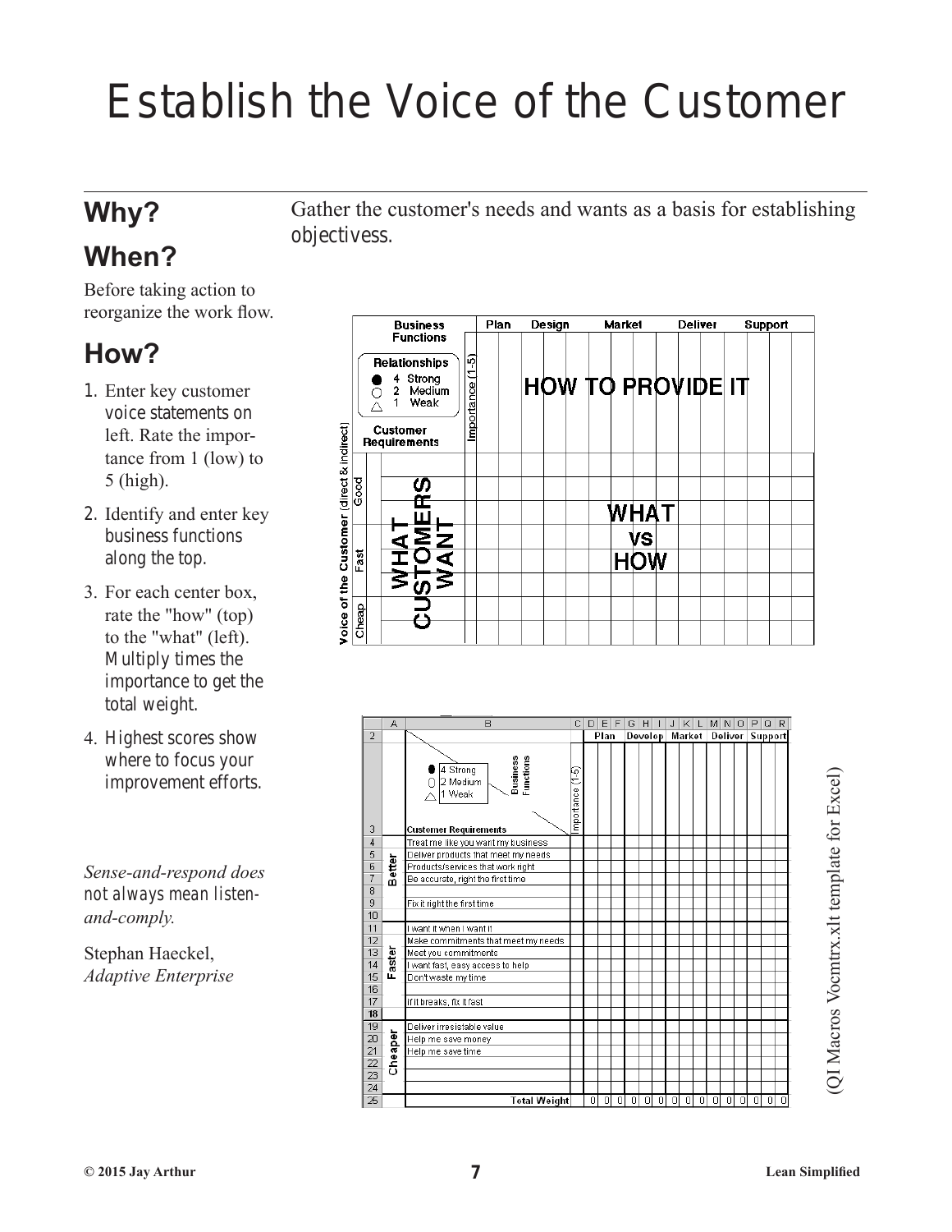# Establish the Voice of the Customer

## Why?

Gather the customer's needs and wants as a basis for establishing objectivess.

## When?

Before taking action to reorganize the work flow.

## How?

1. Enter key customer voice statements on left. Rate the importance from 1 (low) to 5 (high).
2. Identify and enter key business functions along the top.
3. For each center box, rate the "how" (top) to the "what" (left). Multiply times the importance to get the total weight.
4. Highest scores show where to focus your improvement efforts.

*Sense-and-respond does not always mean listen-and-comply.*

Stephan Haeckel, *Adaptive Enterprise*

| Business Functions | | Plan | Design | Market | Deliver | Support |
|---|---|---|---|---|---|---|
| Relationships: ● 4 Strong, ○ 2 Medium, △ 1 Weak — Customer Requirements | Importance (1-5) | HOW TO PROVIDE IT | | | | |
| Voice of the Customer (direct & indirect): Good / Fast / Cheap — WHAT CUSTOMERS WANT | | WHAT vs HOW | | | | |

| | A | B | C | D | E | F | G | H | I | J | K | L | M | N | O | P | Q | R |
|---|---|---|---|---|---|---|---|---|---|---|---|---|---|---|---|---|---|---|
| 2 | | | | Plan | | | Develop | | | Market | | | Deliver | | | Support | | |
| 3 | | ● 4 Strong, ○ 2 Medium, △ 1 Weak — Business Functions — Customer Requirements | Importance (1-5) | | | | | | | | | | | | | | | |
| 4 | Better | Treat me like you want my business | | | | | | | | | | | | | | | | |
| 5 | | Deliver products that meet my needs | | | | | | | | | | | | | | | | |
| 6 | | Products/services that work right | | | | | | | | | | | | | | | | |
| 7 | | Be accurate, right the first time | | | | | | | | | | | | | | | | |
| 8 | | | | | | | | | | | | | | | | | | |
| 9 | | Fix it right the first time | | | | | | | | | | | | | | | | |
| 10 | | | | | | | | | | | | | | | | | | |
| 11 | Faster | I want it when I want it | | | | | | | | | | | | | | | | |
| 12 | | Make commitments that meet my needs | | | | | | | | | | | | | | | | |
| 13 | | Meet you commitments | | | | | | | | | | | | | | | | |
| 14 | | I want fast, easy access to help | | | | | | | | | | | | | | | | |
| 15 | | Don't waste my time | | | | | | | | | | | | | | | | |
| 16 | | | | | | | | | | | | | | | | | | |
| 17 | | If it breaks, fix it fast | | | | | | | | | | | | | | | | |
| 18 | | | | | | | | | | | | | | | | | | |
| 19 | Cheaper | Deliver irresistable value | | | | | | | | | | | | | | | | |
| 20 | | Help me save money | | | | | | | | | | | | | | | | |
| 21 | | Help me save time | | | | | | | | | | | | | | | | |
| 22 | | | | | | | | | | | | | | | | | | |
| 23 | | | | | | | | | | | | | | | | | | |
| 24 | | | | | | | | | | | | | | | | | | |
| 25 | | Total Weight | | 0 | 0 | 0 | 0 | 0 | 0 | 0 | 0 | 0 | 0 | 0 | 0 | 0 | 0 | 0 |

(QI Macros Vocmtrx.xlt template for Excel)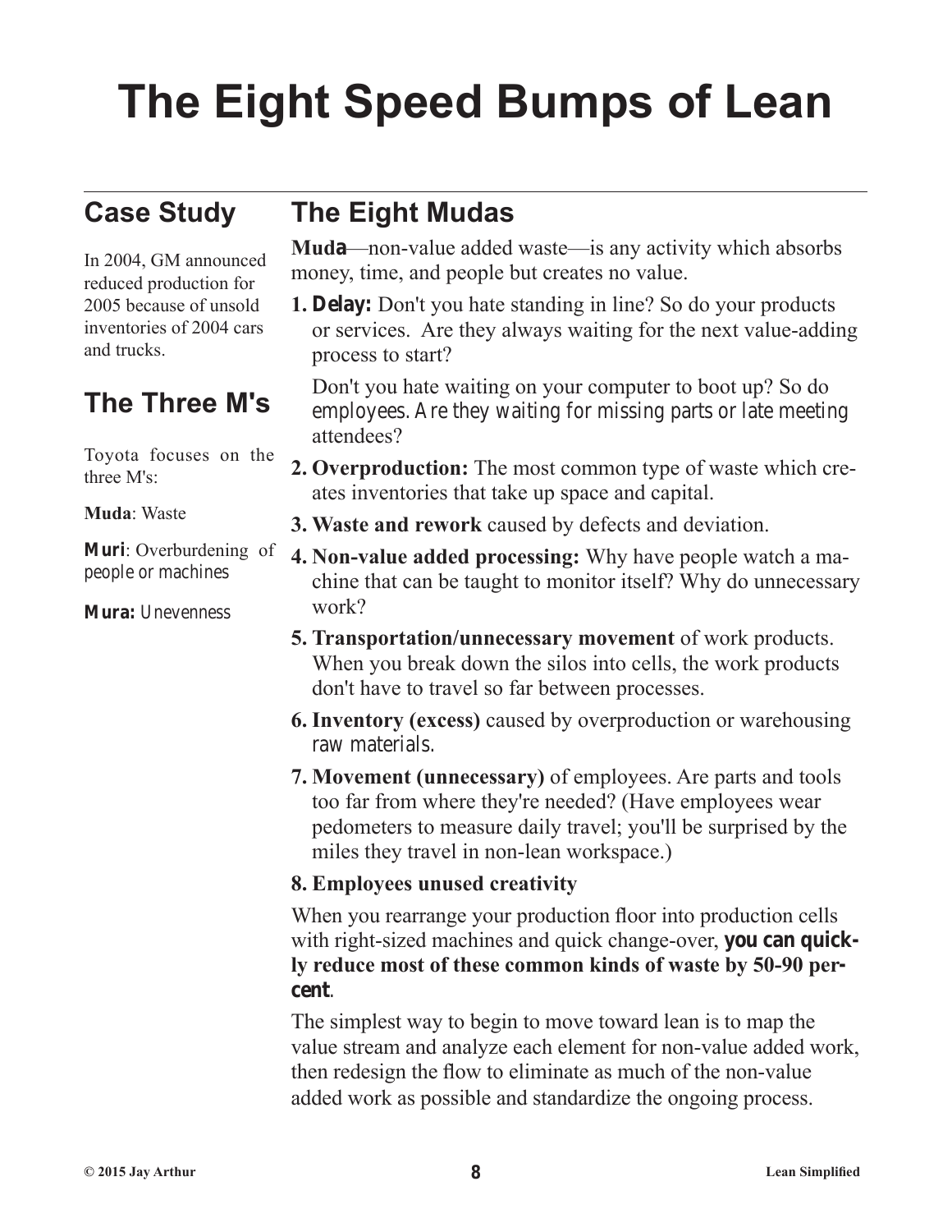# The Eight Speed Bumps of Lean

## Case Study

In 2004, GM announced reduced production for 2005 because of unsold inventories of 2004 cars and trucks.

## The Three M's

Toyota focuses on the three M's:

**Muda**: Waste

**Muri**: Overburdening of people or machines

**Mura:** Unevenness

## The Eight Mudas

**Muda**—non-value added waste—is any activity which absorbs money, time, and people but creates no value.

1. **Delay:** Don't you hate standing in line? So do your products or services. Are they always waiting for the next value-adding process to start?

   Don't you hate waiting on your computer to boot up? So do employees. Are they waiting for missing parts or late meeting attendees?

2. **Overproduction:** The most common type of waste which creates inventories that take up space and capital.
3. **Waste and rework** caused by defects and deviation.
4. **Non-value added processing:** Why have people watch a machine that can be taught to monitor itself? Why do unnecessary work?
5. **Transportation/unnecessary movement** of work products. When you break down the silos into cells, the work products don't have to travel so far between processes.
6. **Inventory (excess)** caused by overproduction or warehousing raw materials.
7. **Movement (unnecessary)** of employees. Are parts and tools too far from where they're needed? (Have employees wear pedometers to measure daily travel; you'll be surprised by the miles they travel in non-lean workspace.)
8. **Employees unused creativity**

When you rearrange your production floor into production cells with right-sized machines and quick change-over, **you can quickly reduce most of these common kinds of waste by 50-90 percent**.

The simplest way to begin to move toward lean is to map the value stream and analyze each element for non-value added work, then redesign the flow to eliminate as much of the non-value added work as possible and standardize the ongoing process.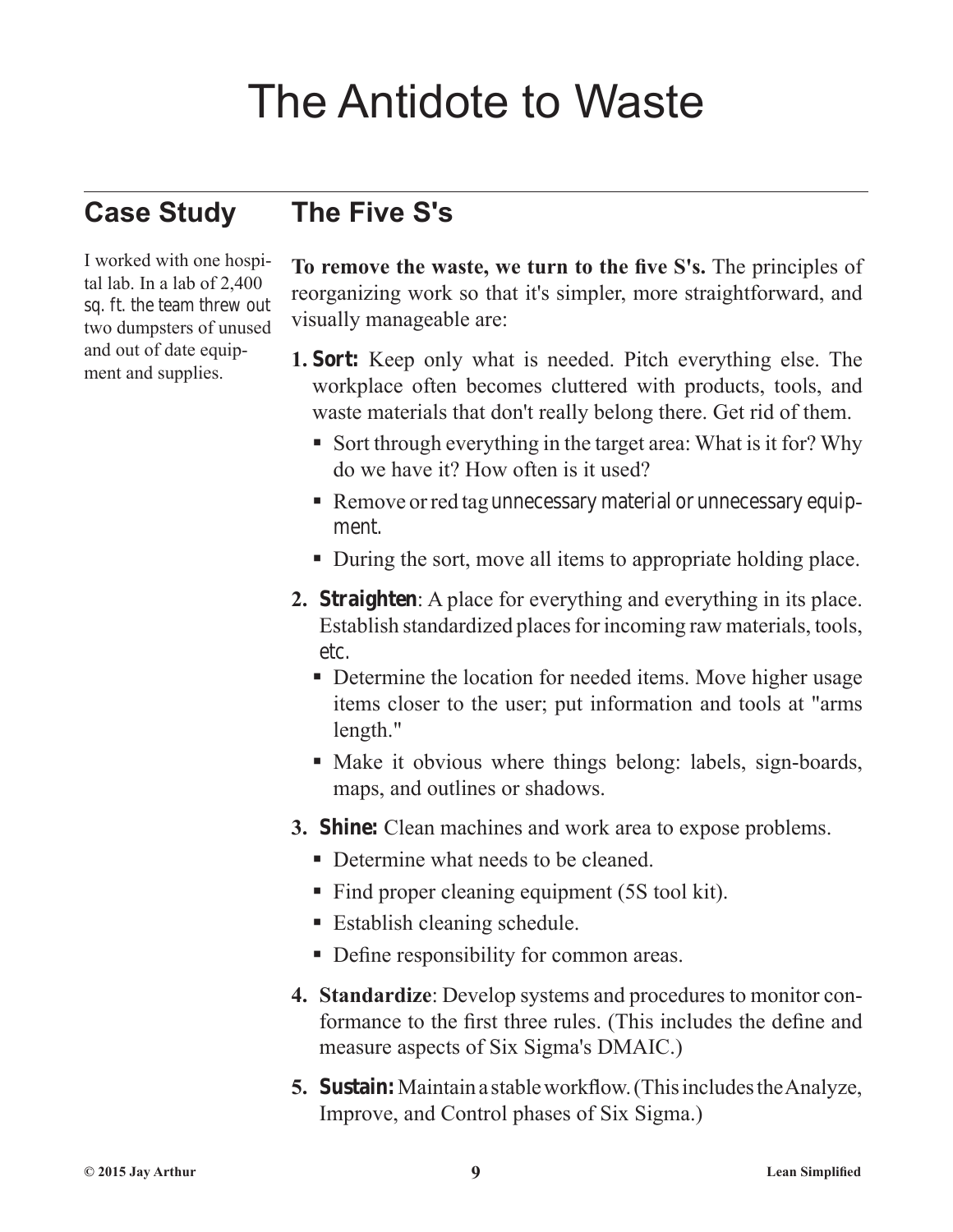# The Antidote to Waste

## Case Study

I worked with one hospital lab. In a lab of 2,400 sq. ft. the team threw out two dumpsters of unused and out of date equipment and supplies.

## The Five S's

**To remove the waste, we turn to the five S's.** The principles of reorganizing work so that it's simpler, more straightforward, and visually manageable are:

1. **Sort:** Keep only what is needed. Pitch everything else. The workplace often becomes cluttered with products, tools, and waste materials that don't really belong there. Get rid of them.
   - Sort through everything in the target area: What is it for? Why do we have it? How often is it used?
   - Remove or red tag unnecessary material or unnecessary equipment.
   - During the sort, move all items to appropriate holding place.
2. **Straighten**: A place for everything and everything in its place. Establish standardized places for incoming raw materials, tools, etc.
   - Determine the location for needed items. Move higher usage items closer to the user; put information and tools at "arms length."
   - Make it obvious where things belong: labels, sign-boards, maps, and outlines or shadows.
3. **Shine:** Clean machines and work area to expose problems.
   - Determine what needs to be cleaned.
   - Find proper cleaning equipment (5S tool kit).
   - Establish cleaning schedule.
   - Define responsibility for common areas.
4. **Standardize**: Develop systems and procedures to monitor conformance to the first three rules. (This includes the define and measure aspects of Six Sigma's DMAIC.)
5. **Sustain:** Maintain a stable workflow. (This includes the Analyze, Improve, and Control phases of Six Sigma.)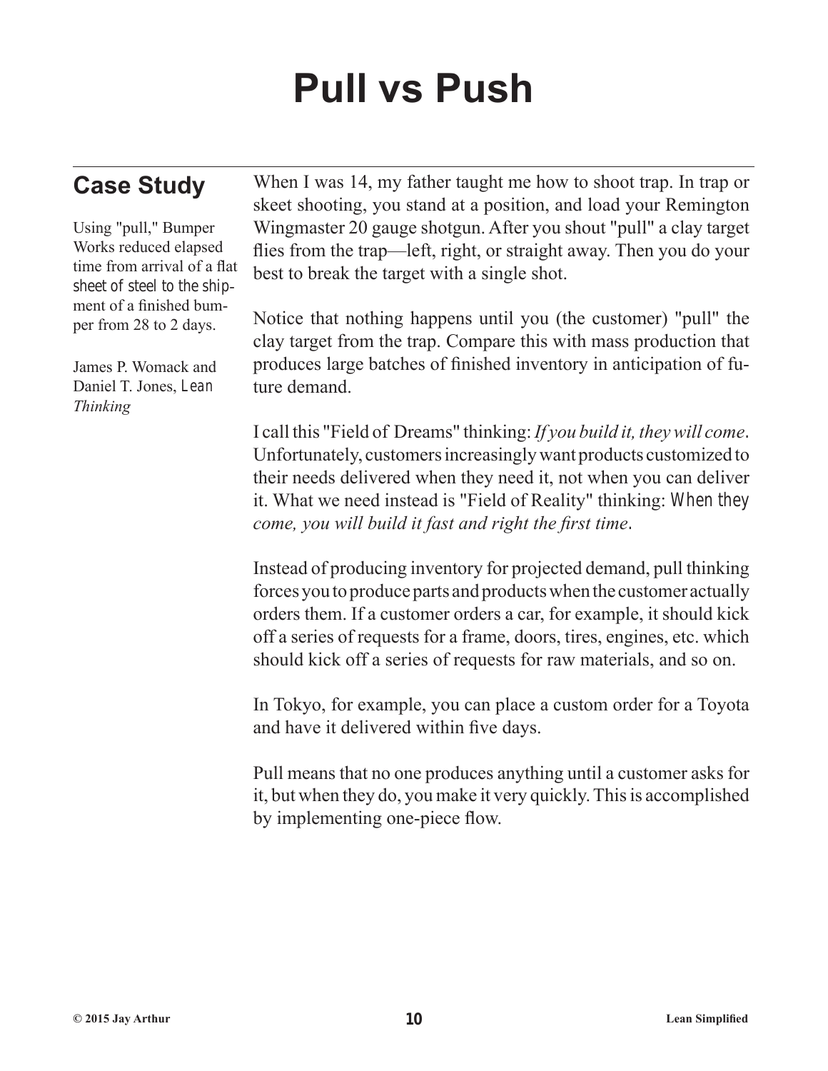# Pull vs Push

## Case Study

Using "pull," Bumper Works reduced elapsed time from arrival of a flat sheet of steel to the shipment of a finished bumper from 28 to 2 days.

James P. Womack and Daniel T. Jones, *Lean Thinking*

When I was 14, my father taught me how to shoot trap. In trap or skeet shooting, you stand at a position, and load your Remington Wingmaster 20 gauge shotgun. After you shout "pull" a clay target flies from the trap—left, right, or straight away. Then you do your best to break the target with a single shot.

Notice that nothing happens until you (the customer) "pull" the clay target from the trap. Compare this with mass production that produces large batches of finished inventory in anticipation of future demand.

I call this "Field of Dreams" thinking: *If you build it, they will come*. Unfortunately, customers increasingly want products customized to their needs delivered when they need it, not when you can deliver it. What we need instead is "Field of Reality" thinking: *When they come, you will build it fast and right the first time*.

Instead of producing inventory for projected demand, pull thinking forces you to produce parts and products when the customer actually orders them. If a customer orders a car, for example, it should kick off a series of requests for a frame, doors, tires, engines, etc. which should kick off a series of requests for raw materials, and so on.

In Tokyo, for example, you can place a custom order for a Toyota and have it delivered within five days.

Pull means that no one produces anything until a customer asks for it, but when they do, you make it very quickly. This is accomplished by implementing one-piece flow.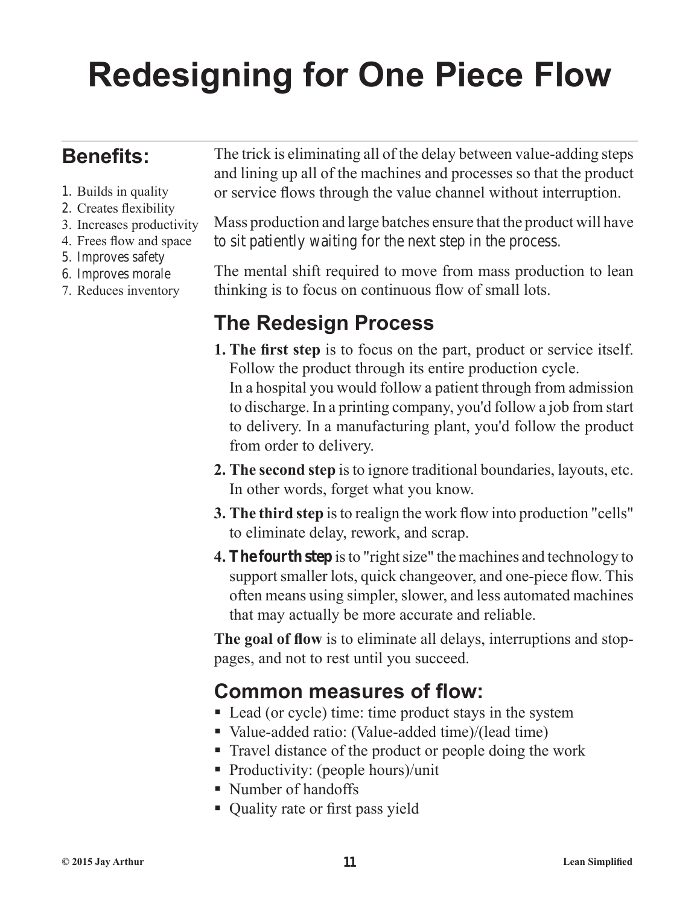# Redesigning for One Piece Flow

## Benefits:

1. Builds in quality
2. Creates flexibility
3. Increases productivity
4. Frees flow and space
5. Improves safety
6. Improves morale
7. Reduces inventory

The trick is eliminating all of the delay between value-adding steps and lining up all of the machines and processes so that the product or service flows through the value channel without interruption.

Mass production and large batches ensure that the product will have to sit patiently waiting for the next step in the process.

The mental shift required to move from mass production to lean thinking is to focus on continuous flow of small lots.

## The Redesign Process

1. **The first step** is to focus on the part, product or service itself. Follow the product through its entire production cycle. In a hospital you would follow a patient through from admission to discharge. In a printing company, you'd follow a job from start to delivery. In a manufacturing plant, you'd follow the product from order to delivery.
2. **The second step** is to ignore traditional boundaries, layouts, etc. In other words, forget what you know.
3. **The third step** is to realign the work flow into production "cells" to eliminate delay, rework, and scrap.
4. **The fourth step** is to "right size" the machines and technology to support smaller lots, quick changeover, and one-piece flow. This often means using simpler, slower, and less automated machines that may actually be more accurate and reliable.

**The goal of flow** is to eliminate all delays, interruptions and stoppages, and not to rest until you succeed.

## Common measures of flow:

- Lead (or cycle) time: time product stays in the system
- Value-added ratio: (Value-added time)/(lead time)
- Travel distance of the product or people doing the work
- Productivity: (people hours)/unit
- Number of handoffs
- Quality rate or first pass yield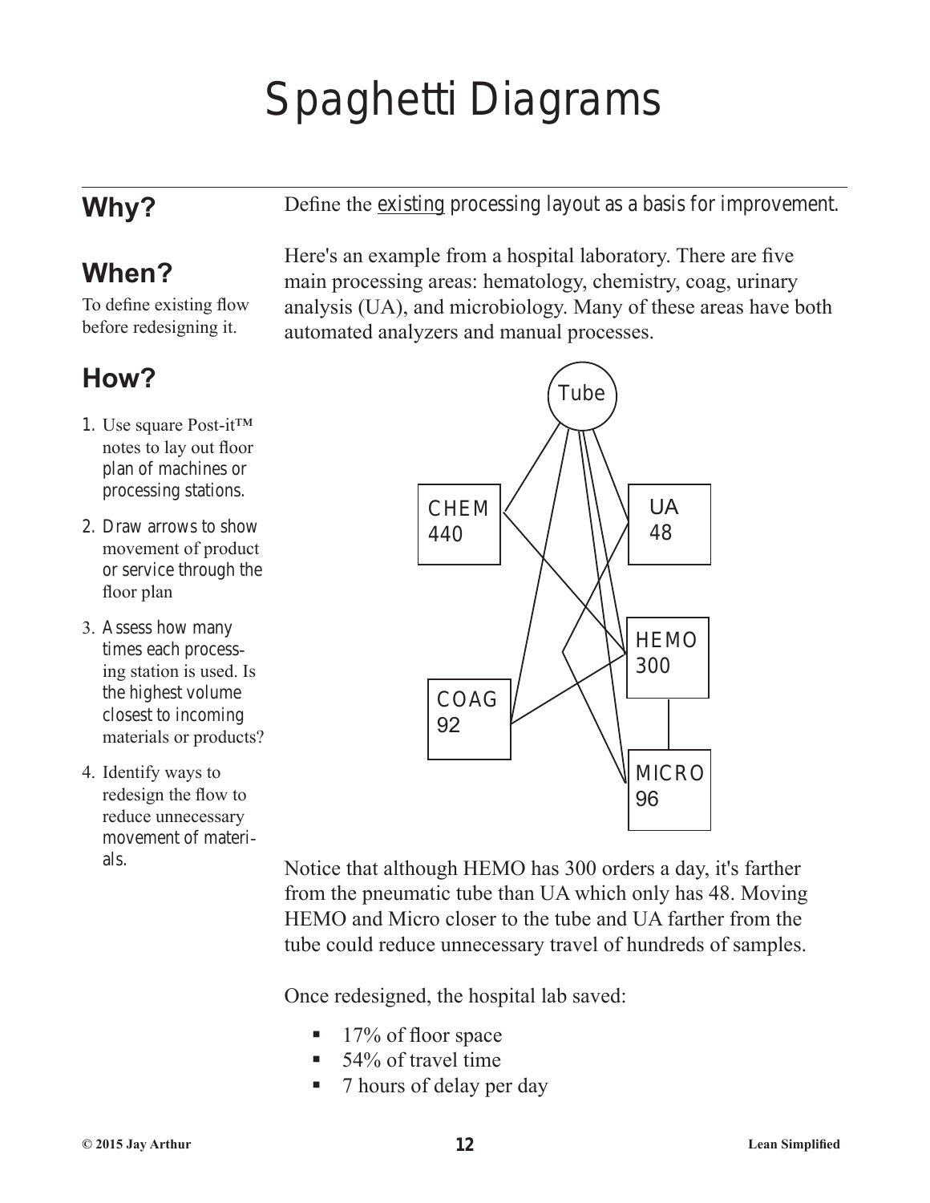# Spaghetti Diagrams

## Why?

Define the existing processing layout as a basis for improvement.

## When?

To define existing flow before redesigning it.

## How?

1. Use square Post-it™ notes to lay out floor plan of machines or processing stations.
2. Draw arrows to show movement of product or service through the floor plan
3. Assess how many times each processing station is used. Is the highest volume closest to incoming materials or products?
4. Identify ways to redesign the flow to reduce unnecessary movement of materials.

Here's an example from a hospital laboratory. There are five main processing areas: hematology, chemistry, coag, urinary analysis (UA), and microbiology. Many of these areas have both automated analyzers and manual processes.

Tube

CHEM 440

UA 48

HEMO 300

COAG 92

MICRO 96

Notice that although HEMO has 300 orders a day, it's farther from the pneumatic tube than UA which only has 48. Moving HEMO and Micro closer to the tube and UA farther from the tube could reduce unnecessary travel of hundreds of samples.

Once redesigned, the hospital lab saved:

- 17% of floor space
- 54% of travel time
- 7 hours of delay per day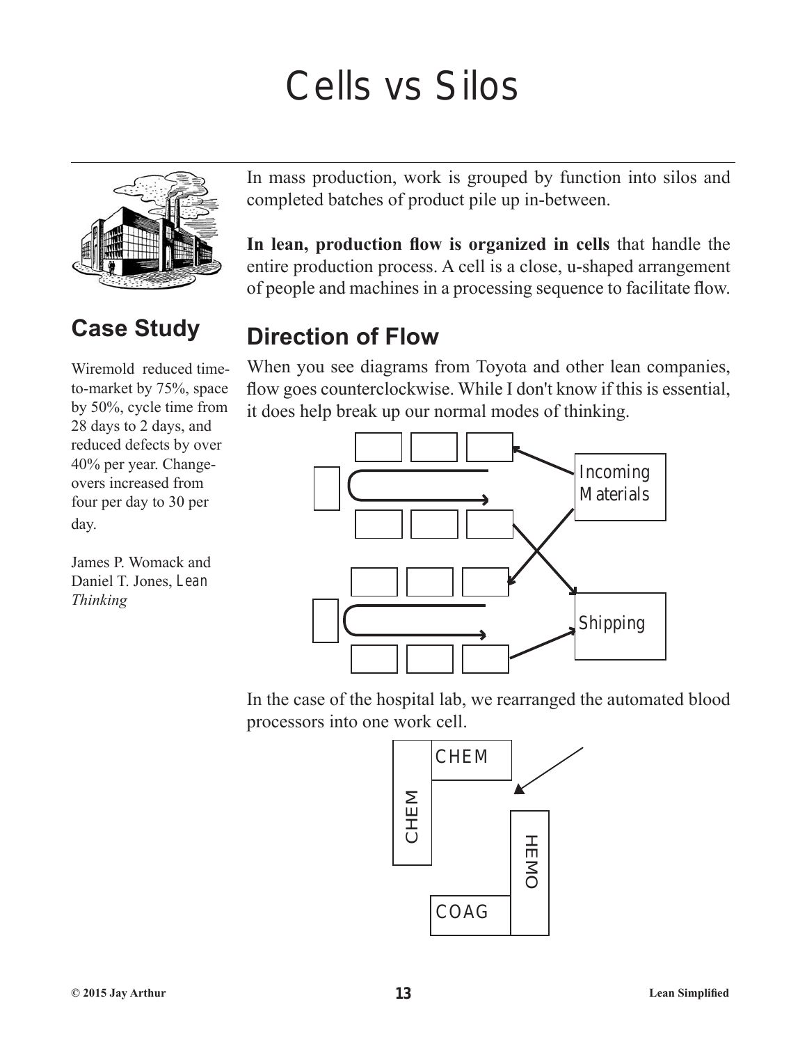# Cells vs Silos

In mass production, work is grouped by function into silos and completed batches of product pile up in-between.

**In lean, production flow is organized in cells** that handle the entire production process. A cell is a close, u-shaped arrangement of people and machines in a processing sequence to facilitate flow.

## Case Study

Wiremold reduced time-to-market by 75%, space by 50%, cycle time from 28 days to 2 days, and reduced defects by over 40% per year. Change-overs increased from four per day to 30 per day.

James P. Womack and Daniel T. Jones, *Lean Thinking*

## Direction of Flow

When you see diagrams from Toyota and other lean companies, flow goes counterclockwise. While I don't know if this is essential, it does help break up our normal modes of thinking.

Incoming Materials

Shipping

In the case of the hospital lab, we rearranged the automated blood processors into one work cell.

CHEM

CHEM

HEMO

COAG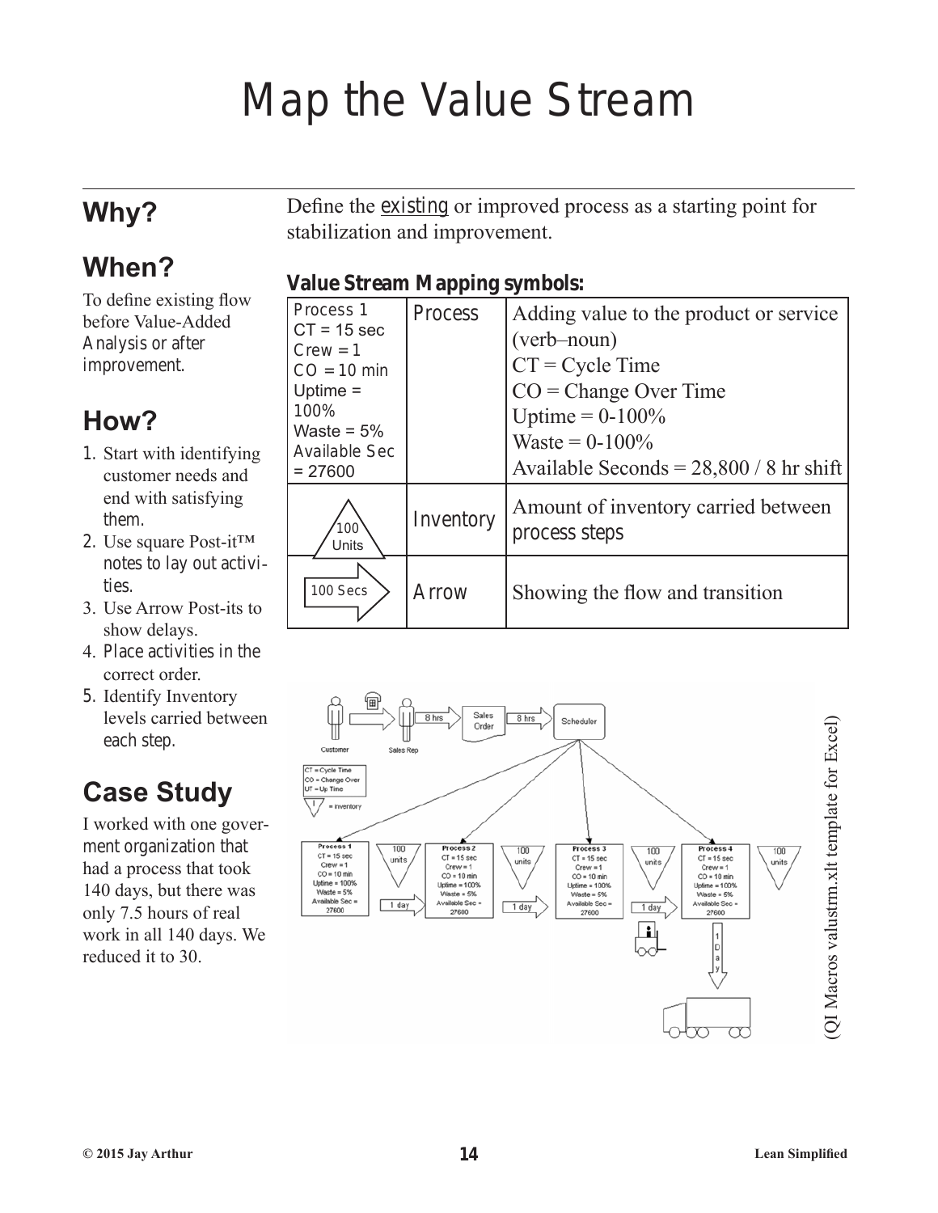# Map the Value Stream

## Why?

Define the existing or improved process as a starting point for stabilization and improvement.

## When?

To define existing flow before Value-Added Analysis or after improvement.

## How?

1. Start with identifying customer needs and end with satisfying them.
2. Use square Post-it™ notes to lay out activities.
3. Use Arrow Post-its to show delays.
4. Place activities in the correct order.
5. Identify Inventory levels carried between each step.

## Case Study

I worked with one goverment organization that had a process that took 140 days, but there was only 7.5 hours of real work in all 140 days. We reduced it to 30.

**Value Stream Mapping symbols:**

| Symbol | Name | Description |
|---|---|---|
| Process 1<br>CT = 15 sec<br>Crew = 1<br>CO = 10 min<br>Uptime = 100%<br>Waste = 5%<br>Available Sec = 27600 | Process | Adding value to the product or service (verb–noun)<br>CT = Cycle Time<br>CO = Change Over Time<br>Uptime = 0-100%<br>Waste = 0-100%<br>Available Seconds = 28,800 / 8 hr shift |
| 100 Units | Inventory | Amount of inventory carried between process steps |
| 100 Secs | Arrow | Showing the flow and transition |

(QI Macros valustrm.xlt template for Excel)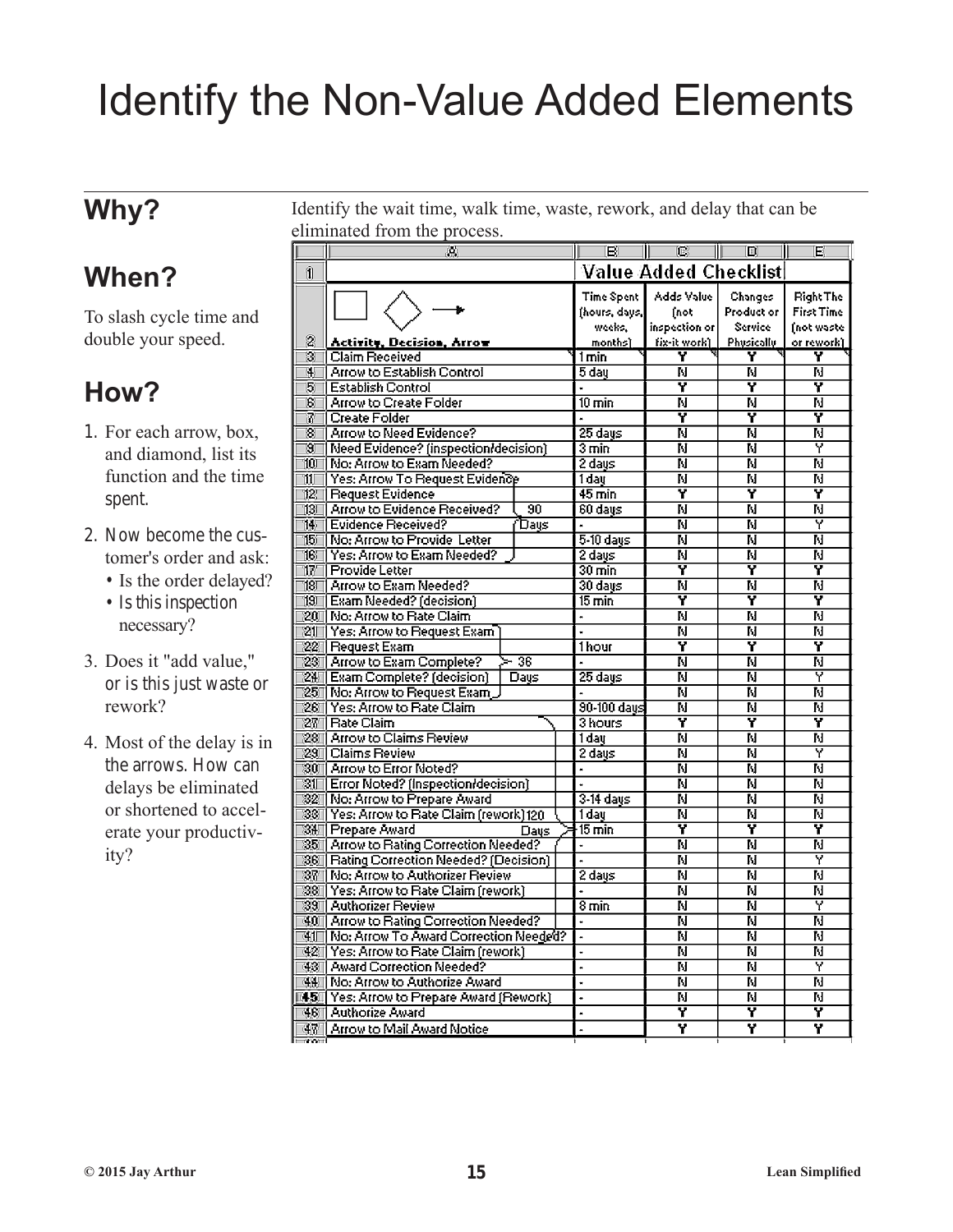# Identify the Non-Value Added Elements

## Why?

Identify the wait time, walk time, waste, rework, and delay that can be eliminated from the process.

## When?

To slash cycle time and double your speed.

## How?

1. For each arrow, box, and diamond, list its function and the time spent.
2. Now become the customer's order and ask:
   - Is the order delayed?
   - Is this inspection necessary?
3. Does it "add value," or is this just waste or rework?
4. Most of the delay is in the arrows. How can delays be eliminated or shortened to accelerate your productivity?

| | A | B | C | D | E |
|---|---|---|---|---|---|
| 1 | | Value Added Checklist | | | |
| 2 | Activity, Decision, Arrow | Time Spent (hours, days, weeks, months) | Adds Value (not inspection or fix-it work) | Changes Product or Service Physically | Right The First Time (not waste or rework) |
| 3 | Claim Received | 1 min | Y | Y | Y |
| 4 | Arrow to Establish Control | 5 day | N | N | N |
| 5 | Establish Control | - | Y | Y | Y |
| 6 | Arrow to Create Folder | 10 min | N | N | N |
| 7 | Create Folder | - | Y | Y | Y |
| 8 | Arrow to Need Evidence? | 25 days | N | N | N |
| 9 | Need Evidence? (inspection/decision) | 3 min | N | N | Y |
| 10 | No: Arrow to Exam Needed? | 2 days | N | N | N |
| 11 | Yes: Arrow To Request Evidence | 1 day | N | N | N |
| 12 | Request Evidence | 45 min | Y | Y | Y |
| 13 | Arrow to Evidence Received? 90 Days | 60 days | N | N | N |
| 14 | Evidence Received? | - | N | N | Y |
| 15 | No: Arrow to Provide Letter | 5-10 days | N | N | N |
| 16 | Yes: Arrow to Exam Needed? | 2 days | N | N | N |
| 17 | Provide Letter | 30 min | Y | Y | Y |
| 18 | Arrow to Exam Needed? | 30 days | N | N | N |
| 19 | Exam Needed? (decision) | 15 min | Y | Y | Y |
| 20 | No: Arrow to Rate Claim | - | N | N | N |
| 21 | Yes: Arrow to Request Exam | - | N | N | N |
| 22 | Request Exam | 1 hour | Y | Y | Y |
| 23 | Arrow to Exam Complete? 36 Days | - | N | N | N |
| 24 | Exam Complete? (decision) | 25 days | N | N | Y |
| 25 | No: Arrow to Request Exam | - | N | N | N |
| 26 | Yes: Arrow to Rate Claim | 90-100 days | N | N | N |
| 27 | Rate Claim | 3 hours | Y | Y | Y |
| 28 | Arrow to Claims Review | 1 day | N | N | N |
| 29 | Claims Review | 2 days | N | N | Y |
| 30 | Arrow to Error Noted? | - | N | N | N |
| 31 | Error Noted? (Inspection/decision) | - | N | N | N |
| 32 | No: Arrow to Prepare Award | 3-14 days | N | N | N |
| 33 | Yes: Arrow to Rate Claim (rework) 120 Days | 1 day | N | N | N |
| 34 | Prepare Award | 15 min | Y | Y | Y |
| 35 | Arrow to Rating Correction Needed? | - | N | N | N |
| 36 | Rating Correction Needed? (Decision) | - | N | N | Y |
| 37 | No: Arrow to Authorizer Review | 2 days | N | N | N |
| 38 | Yes: Arrow to Rate Claim (rework) | - | N | N | N |
| 39 | Authorizer Review | 8 min | N | N | Y |
| 40 | Arrow to Rating Correction Needed? | - | N | N | N |
| 41 | No: Arrow To Award Correction Needed? | - | N | N | N |
| 42 | Yes: Arrow to Rate Claim (rework) | - | N | N | N |
| 43 | Award Correction Needed? | - | N | N | Y |
| 44 | No: Arrow to Authorize Award | - | N | N | N |
| 45 | Yes: Arrow to Prepare Award (Rework) | - | N | N | N |
| 46 | Authorize Award | - | Y | Y | Y |
| 47 | Arrow to Mail Award Notice | - | Y | Y | Y |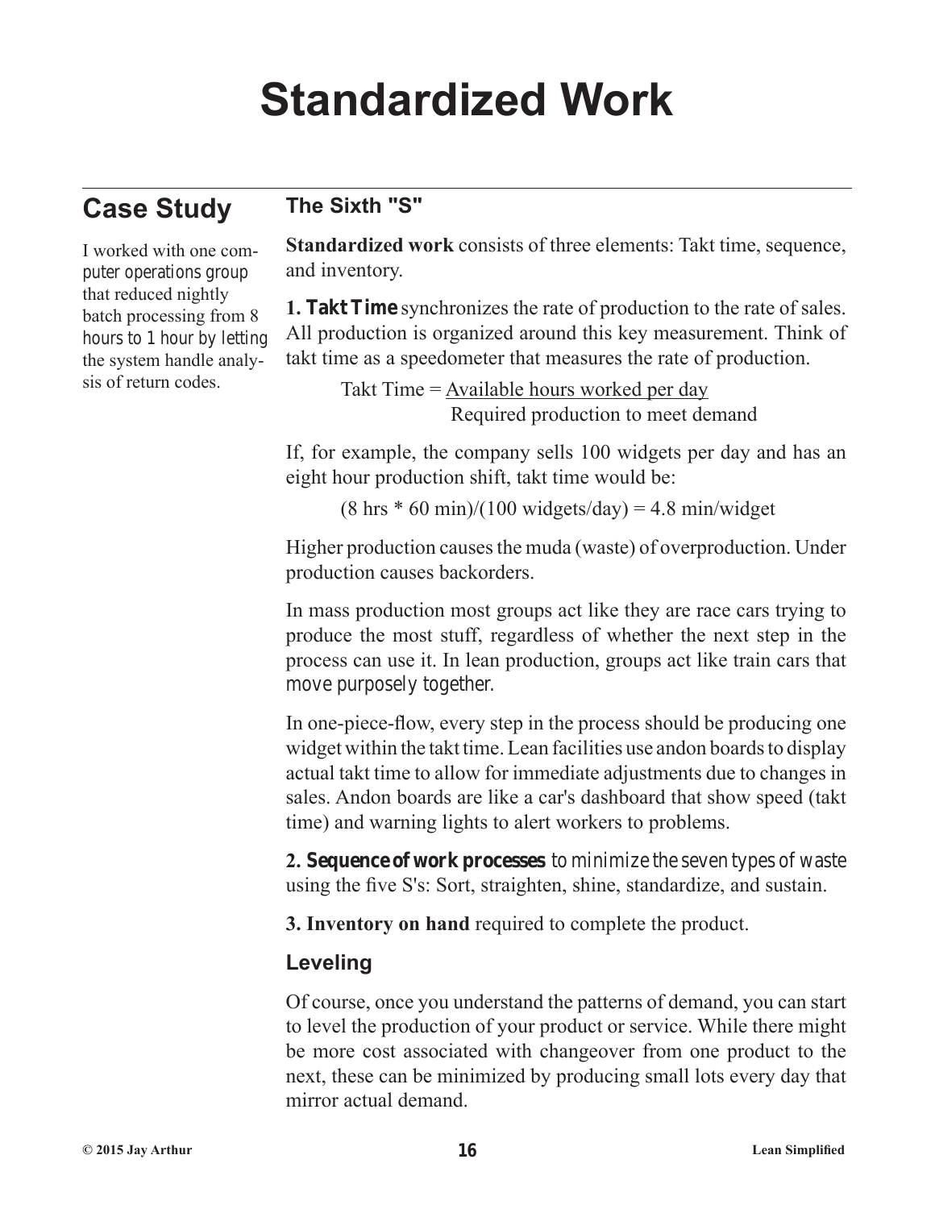# Standardized Work

## Case Study

I worked with one computer operations group that reduced nightly batch processing from 8 hours to 1 hour by letting the system handle analysis of return codes.

### The Sixth "S"

**Standardized work** consists of three elements: Takt time, sequence, and inventory.

**1. Takt Time** synchronizes the rate of production to the rate of sales. All production is organized around this key measurement. Think of takt time as a speedometer that measures the rate of production.

$$\text{Takt Time} = \frac{\text{Available hours worked per day}}{\text{Required production to meet demand}}$$

If, for example, the company sells 100 widgets per day and has an eight hour production shift, takt time would be:

(8 hrs * 60 min)/(100 widgets/day) = 4.8 min/widget

Higher production causes the muda (waste) of overproduction. Under production causes backorders.

In mass production most groups act like they are race cars trying to produce the most stuff, regardless of whether the next step in the process can use it. In lean production, groups act like train cars that move purposely together.

In one-piece-flow, every step in the process should be producing one widget within the takt time. Lean facilities use andon boards to display actual takt time to allow for immediate adjustments due to changes in sales. Andon boards are like a car's dashboard that show speed (takt time) and warning lights to alert workers to problems.

**2. Sequence of work processes** to minimize the seven types of waste using the five S's: Sort, straighten, shine, standardize, and sustain.

**3. Inventory on hand** required to complete the product.

### Leveling

Of course, once you understand the patterns of demand, you can start to level the production of your product or service. While there might be more cost associated with changeover from one product to the next, these can be minimized by producing small lots every day that mirror actual demand.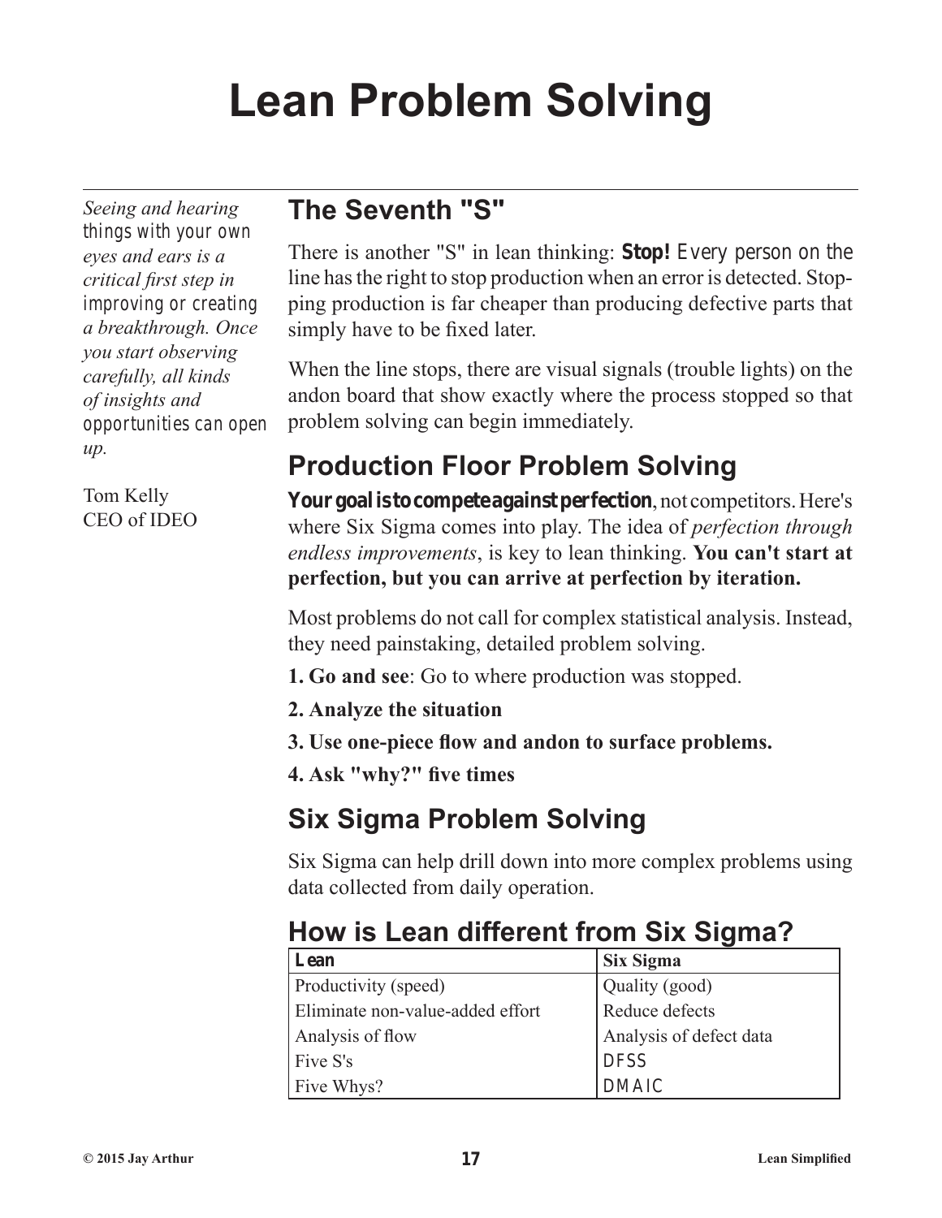# Lean Problem Solving

*Seeing and hearing things with your own eyes and ears is a critical first step in improving or creating a breakthrough. Once you start observing carefully, all kinds of insights and opportunities can open up.*

Tom Kelly
CEO of IDEO

## The Seventh "S"

There is another "S" in lean thinking: **Stop!** Every person on the line has the right to stop production when an error is detected. Stopping production is far cheaper than producing defective parts that simply have to be fixed later.

When the line stops, there are visual signals (trouble lights) on the andon board that show exactly where the process stopped so that problem solving can begin immediately.

## Production Floor Problem Solving

**Your goal is to compete against perfection**, not competitors. Here's where Six Sigma comes into play. The idea of *perfection through endless improvements*, is key to lean thinking. **You can't start at perfection, but you can arrive at perfection by iteration.**

Most problems do not call for complex statistical analysis. Instead, they need painstaking, detailed problem solving.

**1. Go and see**: Go to where production was stopped.

**2. Analyze the situation**

**3. Use one-piece flow and andon to surface problems.**

**4. Ask "why?" five times**

## Six Sigma Problem Solving

Six Sigma can help drill down into more complex problems using data collected from daily operation.

## How is Lean different from Six Sigma?

| Lean | Six Sigma |
|---|---|
| Productivity (speed) | Quality (good) |
| Eliminate non-value-added effort | Reduce defects |
| Analysis of flow | Analysis of defect data |
| Five S's | DFSS |
| Five Whys? | DMAIC |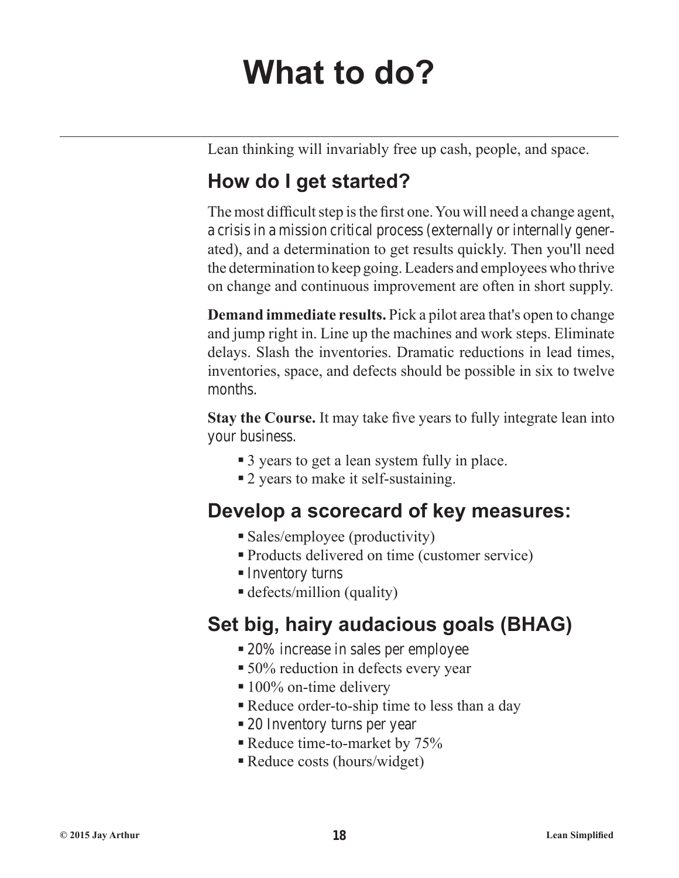# What to do?

Lean thinking will invariably free up cash, people, and space.

## How do I get started?

The most difficult step is the first one. You will need a change agent, a crisis in a mission critical process (externally or internally generated), and a determination to get results quickly. Then you'll need the determination to keep going. Leaders and employees who thrive on change and continuous improvement are often in short supply.

**Demand immediate results.** Pick a pilot area that's open to change and jump right in. Line up the machines and work steps. Eliminate delays. Slash the inventories. Dramatic reductions in lead times, inventories, space, and defects should be possible in six to twelve months.

**Stay the Course.** It may take five years to fully integrate lean into your business.

- 3 years to get a lean system fully in place.
- 2 years to make it self-sustaining.

## Develop a scorecard of key measures:

- Sales/employee (productivity)
- Products delivered on time (customer service)
- Inventory turns
- defects/million (quality)

## Set big, hairy audacious goals (BHAG)

- 20% increase in sales per employee
- 50% reduction in defects every year
- 100% on-time delivery
- Reduce order-to-ship time to less than a day
- 20 Inventory turns per year
- Reduce time-to-market by 75%
- Reduce costs (hours/widget)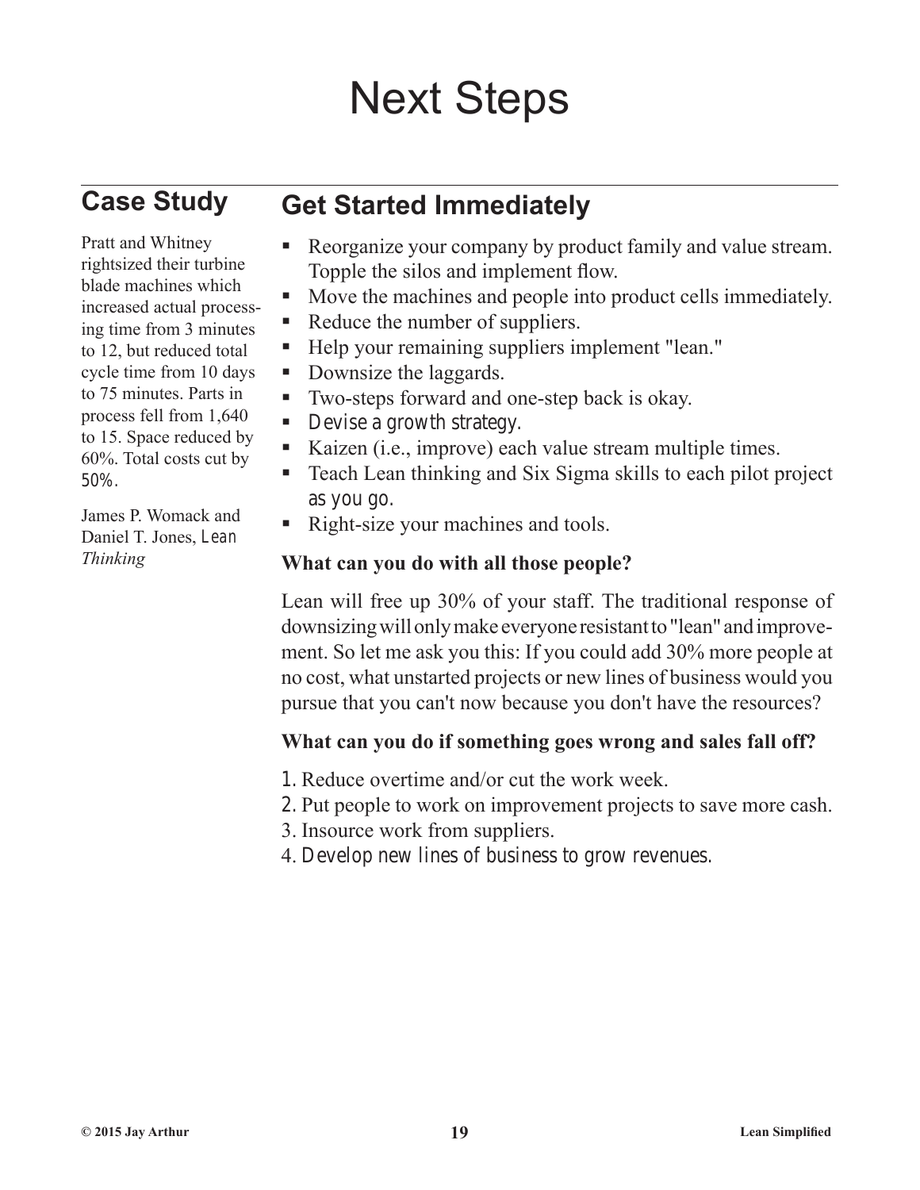# Next Steps

## Case Study

Pratt and Whitney rightsized their turbine blade machines which increased actual processing time from 3 minutes to 12, but reduced total cycle time from 10 days to 75 minutes. Parts in process fell from 1,640 to 15. Space reduced by 60%. Total costs cut by 50%.

James P. Womack and Daniel T. Jones, *Lean Thinking*

## Get Started Immediately

- Reorganize your company by product family and value stream. Topple the silos and implement flow.
- Move the machines and people into product cells immediately.
- Reduce the number of suppliers.
- Help your remaining suppliers implement "lean."
- Downsize the laggards.
- Two-steps forward and one-step back is okay.
- Devise a growth strategy.
- Kaizen (i.e., improve) each value stream multiple times.
- Teach Lean thinking and Six Sigma skills to each pilot project as you go.
- Right-size your machines and tools.

**What can you do with all those people?**

Lean will free up 30% of your staff. The traditional response of downsizing will only make everyone resistant to "lean" and improvement. So let me ask you this: If you could add 30% more people at no cost, what unstarted projects or new lines of business would you pursue that you can't now because you don't have the resources?

**What can you do if something goes wrong and sales fall off?**

1. Reduce overtime and/or cut the work week.
2. Put people to work on improvement projects to save more cash.
3. Insource work from suppliers.
4. Develop new lines of business to grow revenues.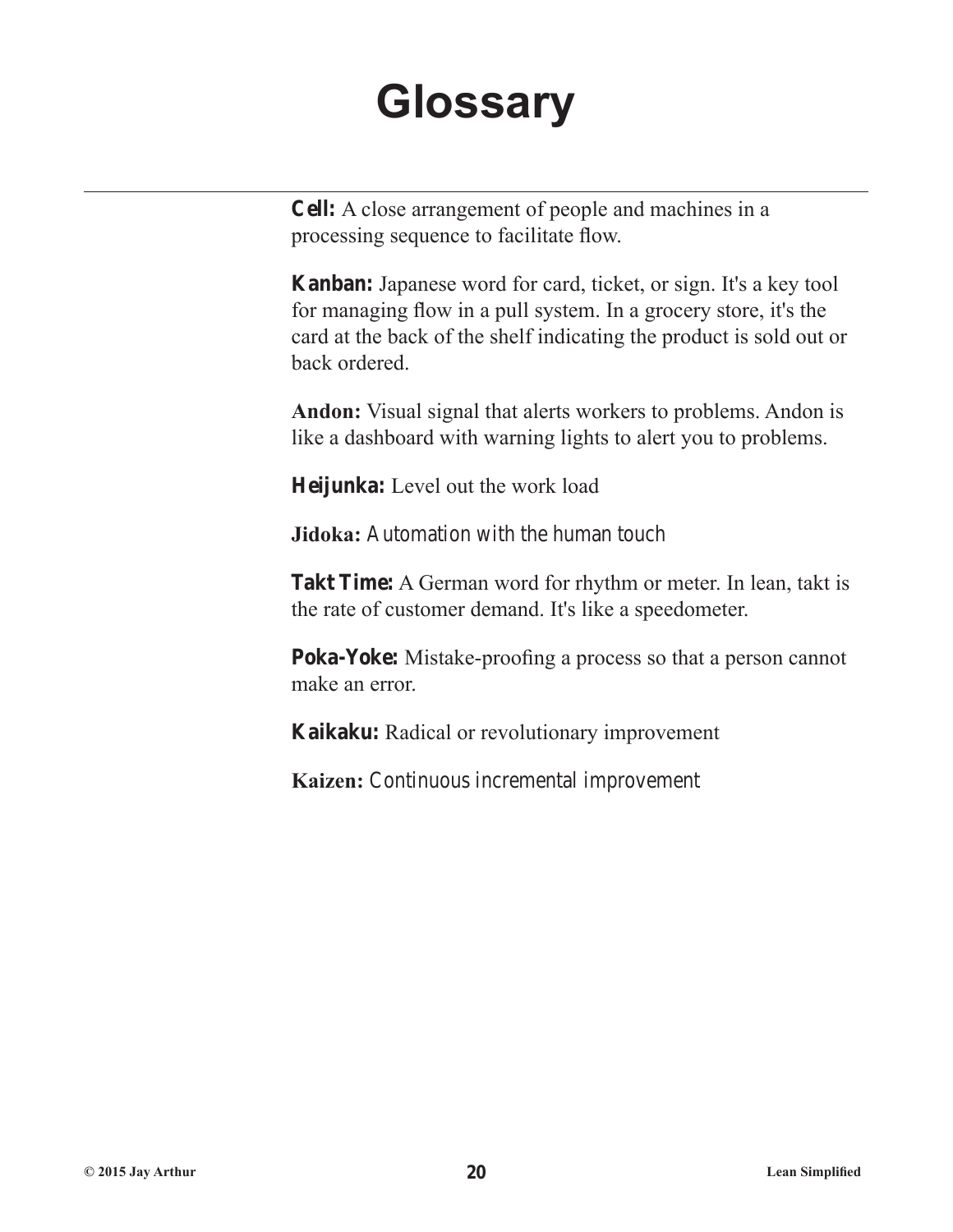# Glossary

**Cell:** A close arrangement of people and machines in a processing sequence to facilitate flow.

**Kanban:** Japanese word for card, ticket, or sign. It's a key tool for managing flow in a pull system. In a grocery store, it's the card at the back of the shelf indicating the product is sold out or back ordered.

**Andon:** Visual signal that alerts workers to problems. Andon is like a dashboard with warning lights to alert you to problems.

**Heijunka:** Level out the work load

**Jidoka:** Automation with the human touch

**Takt Time:** A German word for rhythm or meter. In lean, takt is the rate of customer demand. It's like a speedometer.

**Poka-Yoke:** Mistake-proofing a process so that a person cannot make an error.

**Kaikaku:** Radical or revolutionary improvement

**Kaizen:** Continuous incremental improvement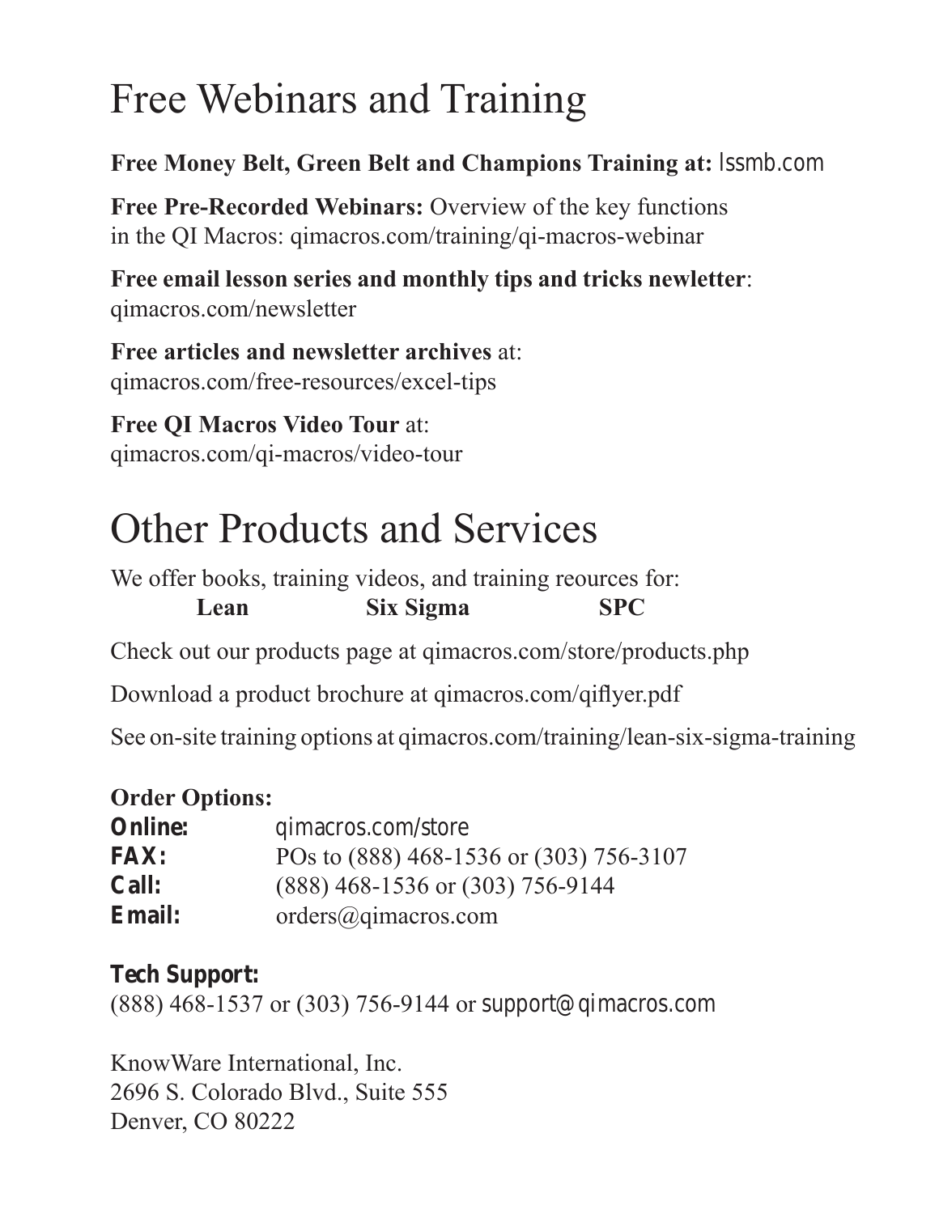# Free Webinars and Training

**Free Money Belt, Green Belt and Champions Training at:** lssmb.com

**Free Pre-Recorded Webinars:** Overview of the key functions in the QI Macros: qimacros.com/training/qi-macros-webinar

**Free email lesson series and monthly tips and tricks newletter**: qimacros.com/newsletter

**Free articles and newsletter archives** at: qimacros.com/free-resources/excel-tips

**Free QI Macros Video Tour** at: qimacros.com/qi-macros/video-tour

# Other Products and Services

We offer books, training videos, and training reources for:

**Lean** **Six Sigma** **SPC**

Check out our products page at qimacros.com/store/products.php

Download a product brochure at qimacros.com/qiflyer.pdf

See on-site training options at qimacros.com/training/lean-six-sigma-training

**Order Options:**

**Online:** qimacros.com/store
**FAX:** POs to (888) 468-1536 or (303) 756-3107
**Call:** (888) 468-1536 or (303) 756-9144
**Email:** orders@qimacros.com

**Tech Support:**
(888) 468-1537 or (303) 756-9144 or support@qimacros.com

KnowWare International, Inc.
2696 S. Colorado Blvd., Suite 555
Denver, CO 80222